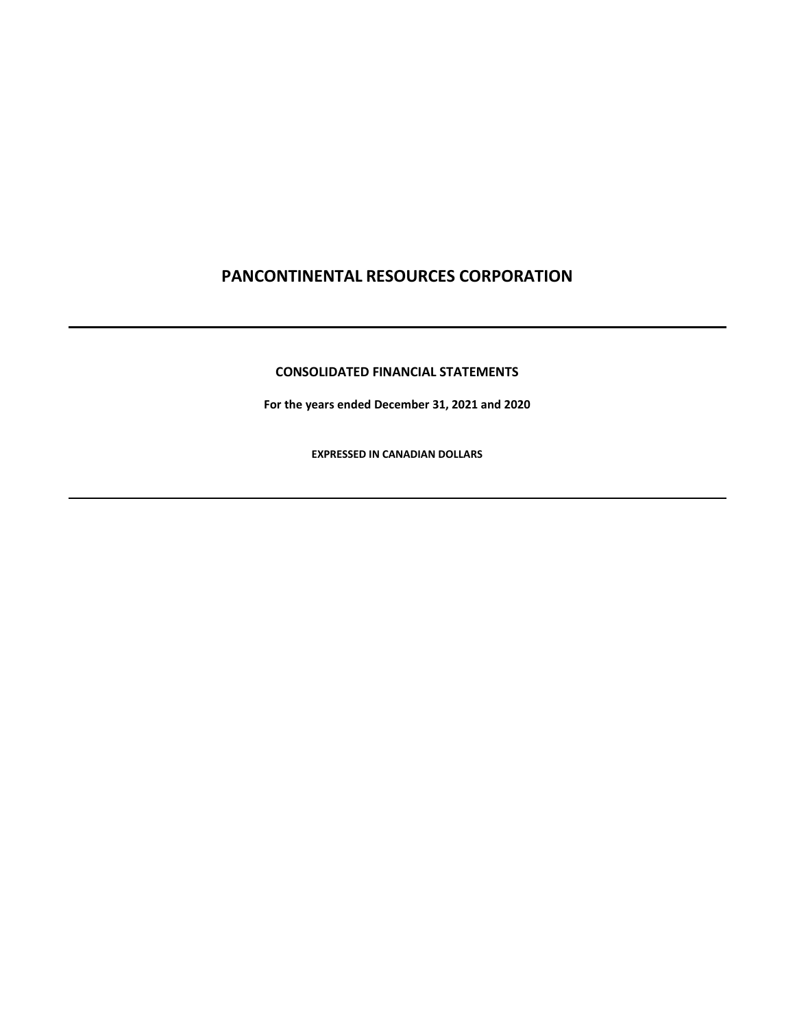# PANCONTINENTAL RESOURCES CORPORATION

---

## CONSOLIDATED FINANCIAL STATEMENTS

**For the years ended December 31, 2021 and 2020**

**EXPRESSED IN CANADIAN DOLLARS**

---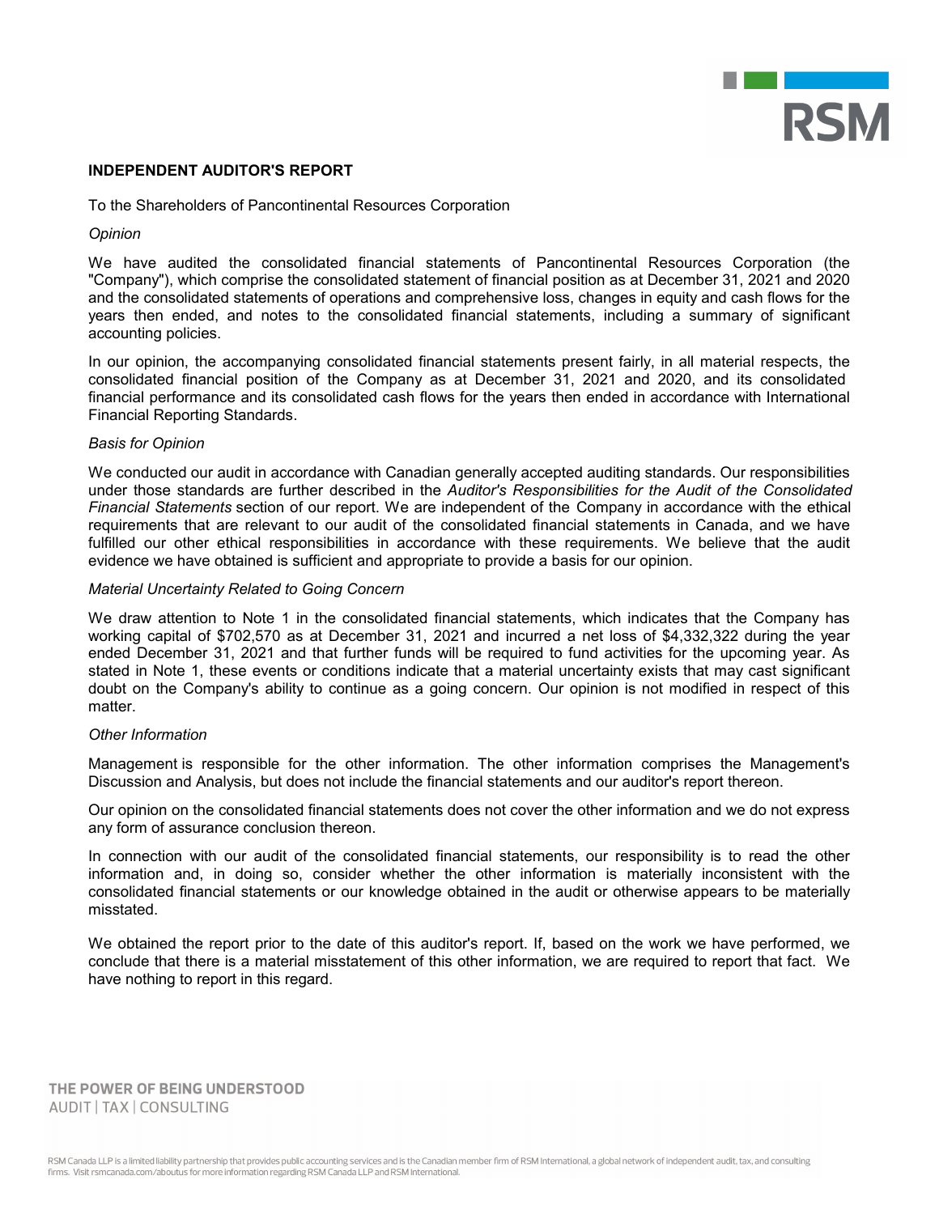## INDEPENDENT AUDITOR'S REPORT

To the Shareholders of Pancontinental Resources Corporation

*Opinion*

We have audited the consolidated financial statements of Pancontinental Resources Corporation (the "Company"), which comprise the consolidated statement of financial position as at December 31, 2021 and 2020 and the consolidated statements of operations and comprehensive loss, changes in equity and cash flows for the years then ended, and notes to the consolidated financial statements, including a summary of significant accounting policies.

In our opinion, the accompanying consolidated financial statements present fairly, in all material respects, the consolidated financial position of the Company as at December 31, 2021 and 2020, and its consolidated financial performance and its consolidated cash flows for the years then ended in accordance with International Financial Reporting Standards.

*Basis for Opinion*

We conducted our audit in accordance with Canadian generally accepted auditing standards. Our responsibilities under those standards are further described in the *Auditor's Responsibilities for the Audit of the Consolidated Financial Statements* section of our report. We are independent of the Company in accordance with the ethical requirements that are relevant to our audit of the consolidated financial statements in Canada, and we have fulfilled our other ethical responsibilities in accordance with these requirements. We believe that the audit evidence we have obtained is sufficient and appropriate to provide a basis for our opinion.

*Material Uncertainty Related to Going Concern*

We draw attention to Note 1 in the consolidated financial statements, which indicates that the Company has working capital of $702,570 as at December 31, 2021 and incurred a net loss of $4,332,322 during the year ended December 31, 2021 and that further funds will be required to fund activities for the upcoming year. As stated in Note 1, these events or conditions indicate that a material uncertainty exists that may cast significant doubt on the Company's ability to continue as a going concern. Our opinion is not modified in respect of this matter.

*Other Information*

Management is responsible for the other information. The other information comprises the Management's Discussion and Analysis, but does not include the financial statements and our auditor's report thereon.

Our opinion on the consolidated financial statements does not cover the other information and we do not express any form of assurance conclusion thereon.

In connection with our audit of the consolidated financial statements, our responsibility is to read the other information and, in doing so, consider whether the other information is materially inconsistent with the consolidated financial statements or our knowledge obtained in the audit or otherwise appears to be materially misstated.

We obtained the report prior to the date of this auditor's report. If, based on the work we have performed, we conclude that there is a material misstatement of this other information, we are required to report that fact. We have nothing to report in this regard.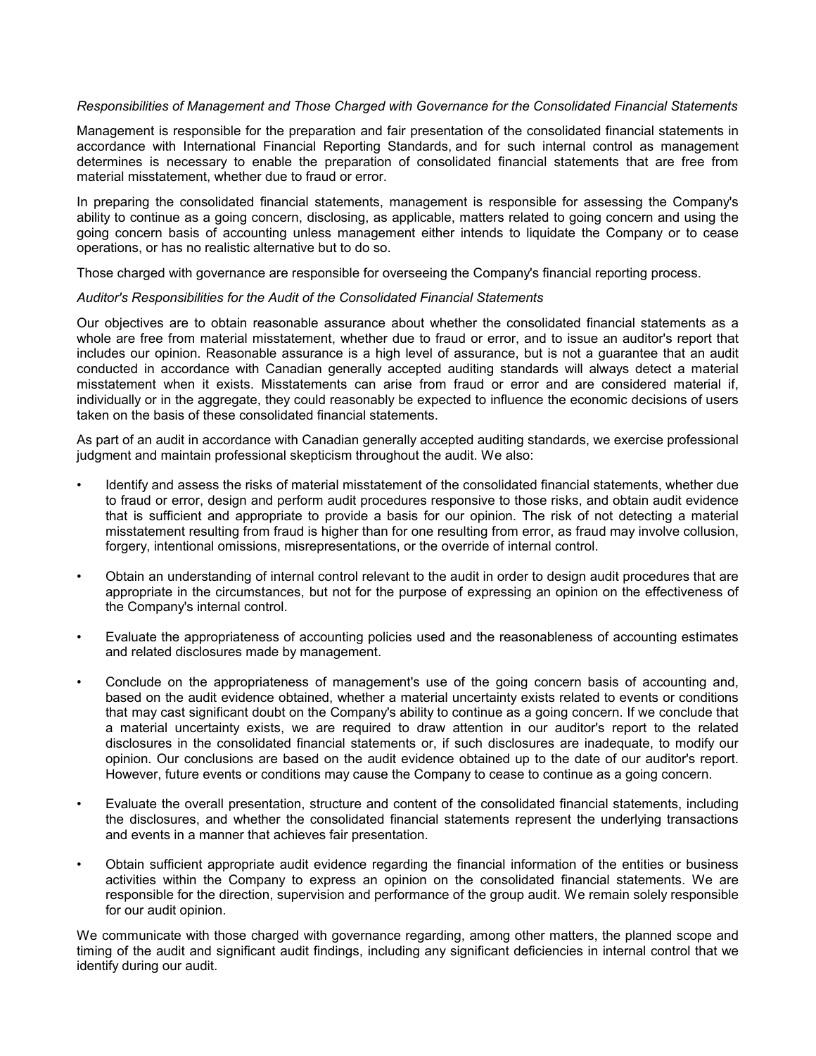*Responsibilities of Management and Those Charged with Governance for the Consolidated Financial Statements*

Management is responsible for the preparation and fair presentation of the consolidated financial statements in accordance with International Financial Reporting Standards, and for such internal control as management determines is necessary to enable the preparation of consolidated financial statements that are free from material misstatement, whether due to fraud or error.

In preparing the consolidated financial statements, management is responsible for assessing the Company's ability to continue as a going concern, disclosing, as applicable, matters related to going concern and using the going concern basis of accounting unless management either intends to liquidate the Company or to cease operations, or has no realistic alternative but to do so.

Those charged with governance are responsible for overseeing the Company's financial reporting process.

*Auditor's Responsibilities for the Audit of the Consolidated Financial Statements*

Our objectives are to obtain reasonable assurance about whether the consolidated financial statements as a whole are free from material misstatement, whether due to fraud or error, and to issue an auditor's report that includes our opinion. Reasonable assurance is a high level of assurance, but is not a guarantee that an audit conducted in accordance with Canadian generally accepted auditing standards will always detect a material misstatement when it exists. Misstatements can arise from fraud or error and are considered material if, individually or in the aggregate, they could reasonably be expected to influence the economic decisions of users taken on the basis of these consolidated financial statements.

As part of an audit in accordance with Canadian generally accepted auditing standards, we exercise professional judgment and maintain professional skepticism throughout the audit. We also:

- Identify and assess the risks of material misstatement of the consolidated financial statements, whether due to fraud or error, design and perform audit procedures responsive to those risks, and obtain audit evidence that is sufficient and appropriate to provide a basis for our opinion. The risk of not detecting a material misstatement resulting from fraud is higher than for one resulting from error, as fraud may involve collusion, forgery, intentional omissions, misrepresentations, or the override of internal control.

- Obtain an understanding of internal control relevant to the audit in order to design audit procedures that are appropriate in the circumstances, but not for the purpose of expressing an opinion on the effectiveness of the Company's internal control.

- Evaluate the appropriateness of accounting policies used and the reasonableness of accounting estimates and related disclosures made by management.

- Conclude on the appropriateness of management's use of the going concern basis of accounting and, based on the audit evidence obtained, whether a material uncertainty exists related to events or conditions that may cast significant doubt on the Company's ability to continue as a going concern. If we conclude that a material uncertainty exists, we are required to draw attention in our auditor's report to the related disclosures in the consolidated financial statements or, if such disclosures are inadequate, to modify our opinion. Our conclusions are based on the audit evidence obtained up to the date of our auditor's report. However, future events or conditions may cause the Company to cease to continue as a going concern.

- Evaluate the overall presentation, structure and content of the consolidated financial statements, including the disclosures, and whether the consolidated financial statements represent the underlying transactions and events in a manner that achieves fair presentation.

- Obtain sufficient appropriate audit evidence regarding the financial information of the entities or business activities within the Company to express an opinion on the consolidated financial statements. We are responsible for the direction, supervision and performance of the group audit. We remain solely responsible for our audit opinion.

We communicate with those charged with governance regarding, among other matters, the planned scope and timing of the audit and significant audit findings, including any significant deficiencies in internal control that we identify during our audit.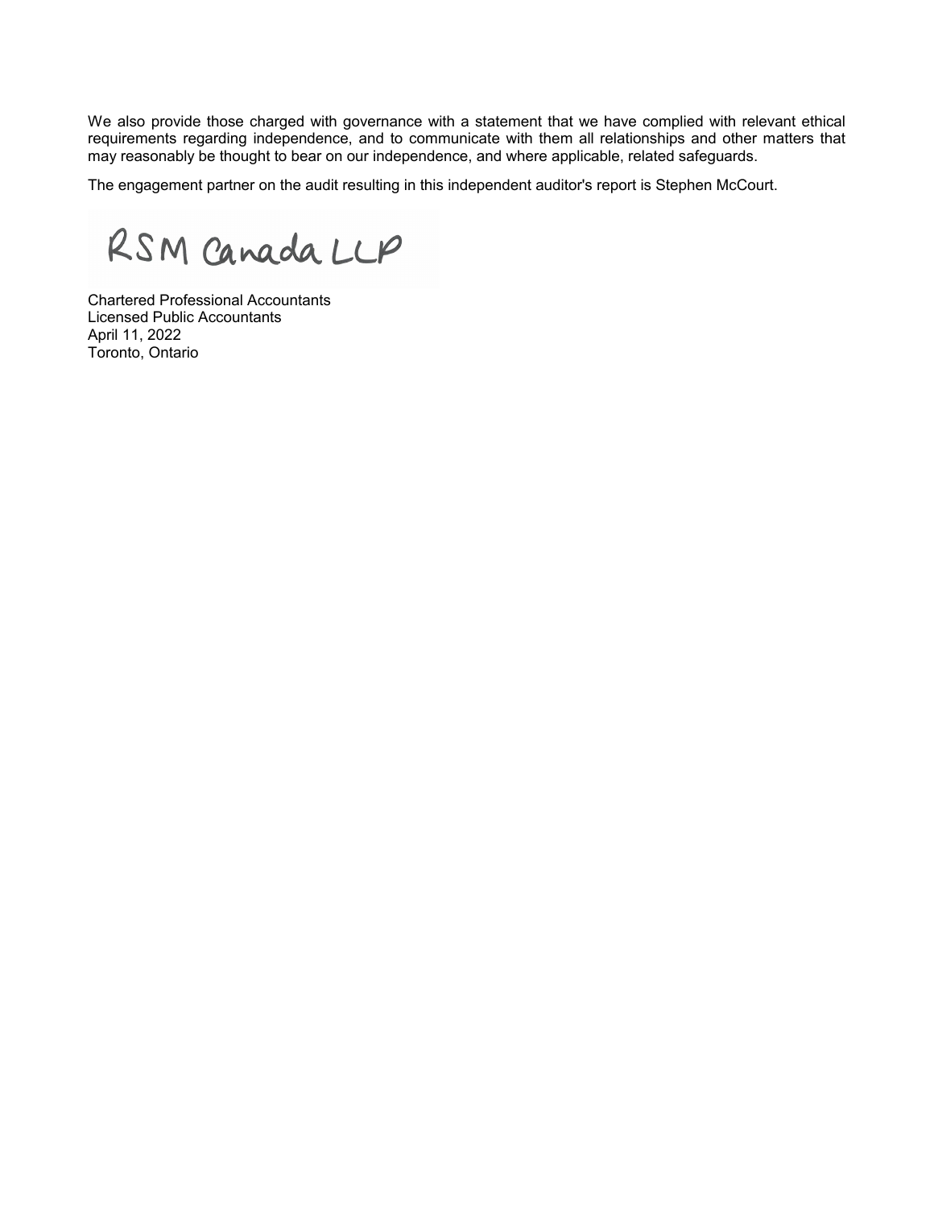We also provide those charged with governance with a statement that we have complied with relevant ethical requirements regarding independence, and to communicate with them all relationships and other matters that may reasonably be thought to bear on our independence, and where applicable, related safeguards.

The engagement partner on the audit resulting in this independent auditor's report is Stephen McCourt.

RSM Canada LLP

Chartered Professional Accountants
Licensed Public Accountants
April 11, 2022
Toronto, Ontario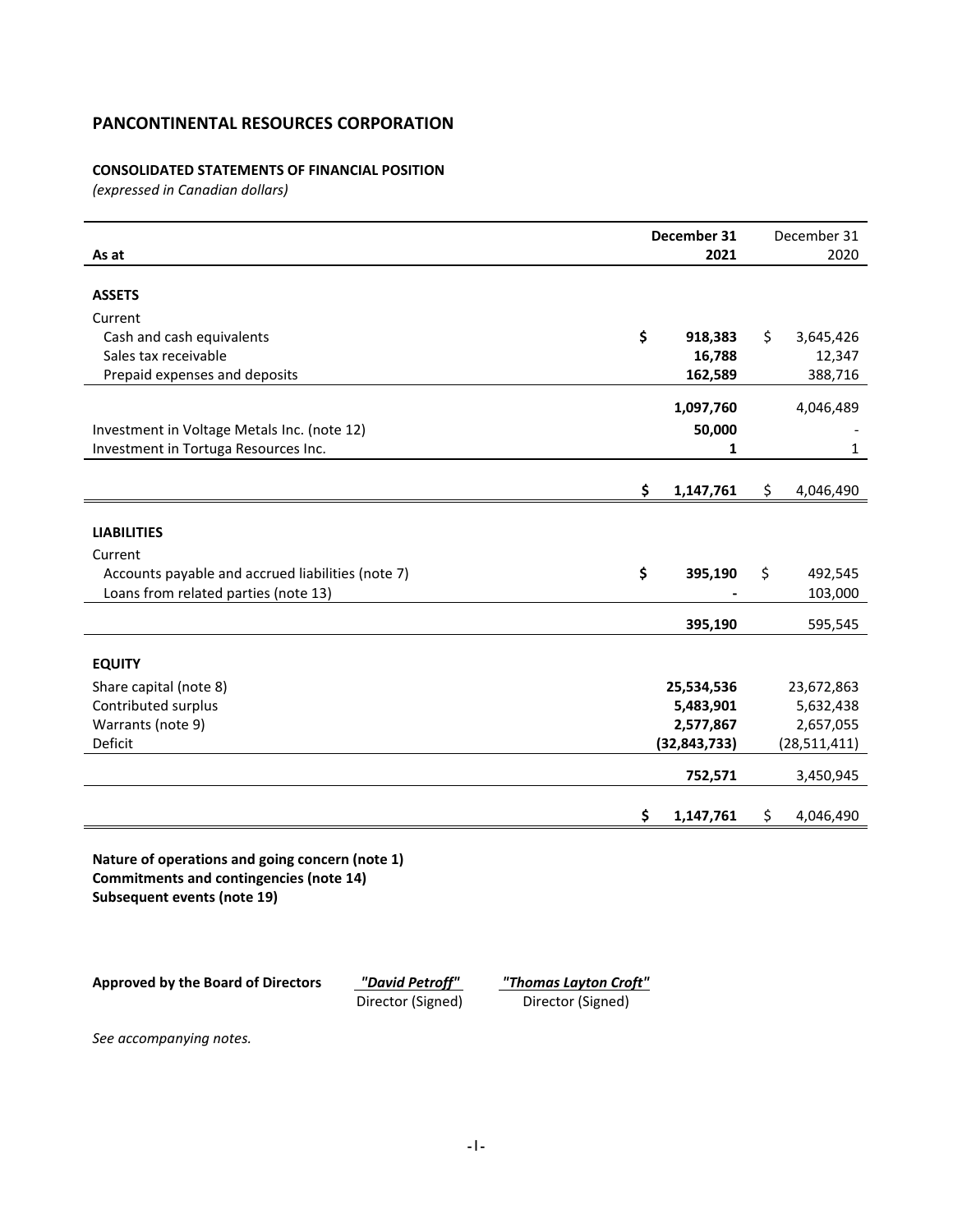# PANCONTINENTAL RESOURCES CORPORATION

**CONSOLIDATED STATEMENTS OF FINANCIAL POSITION**
*(expressed in Canadian dollars)*

| As at | December 31 2021 | December 31 2020 |
|---|---|---|
| **ASSETS** | | |
| Current | | |
| Cash and cash equivalents | **$ 918,383** | $ 3,645,426 |
| Sales tax receivable | **16,788** | 12,347 |
| Prepaid expenses and deposits | **162,589** | 388,716 |
| | **1,097,760** | 4,046,489 |
| Investment in Voltage Metals Inc. (note 12) | **50,000** | - |
| Investment in Tortuga Resources Inc. | **1** | 1 |
| | **$ 1,147,761** | $ 4,046,490 |
| **LIABILITIES** | | |
| Current | | |
| Accounts payable and accrued liabilities (note 7) | **$ 395,190** | $ 492,545 |
| Loans from related parties (note 13) | **-** | 103,000 |
| | **395,190** | 595,545 |
| **EQUITY** | | |
| Share capital (note 8) | **25,534,536** | 23,672,863 |
| Contributed surplus | **5,483,901** | 5,632,438 |
| Warrants (note 9) | **2,577,867** | 2,657,055 |
| Deficit | **(32,843,733)** | (28,511,411) |
| | **752,571** | 3,450,945 |
| | **$ 1,147,761** | $ 4,046,490 |

**Nature of operations and going concern (note 1)**
**Commitments and contingencies (note 14)**
**Subsequent events (note 19)**

**Approved by the Board of Directors** *"David Petroff"* Director (Signed) *"Thomas Layton Croft"* Director (Signed)

*See accompanying notes.*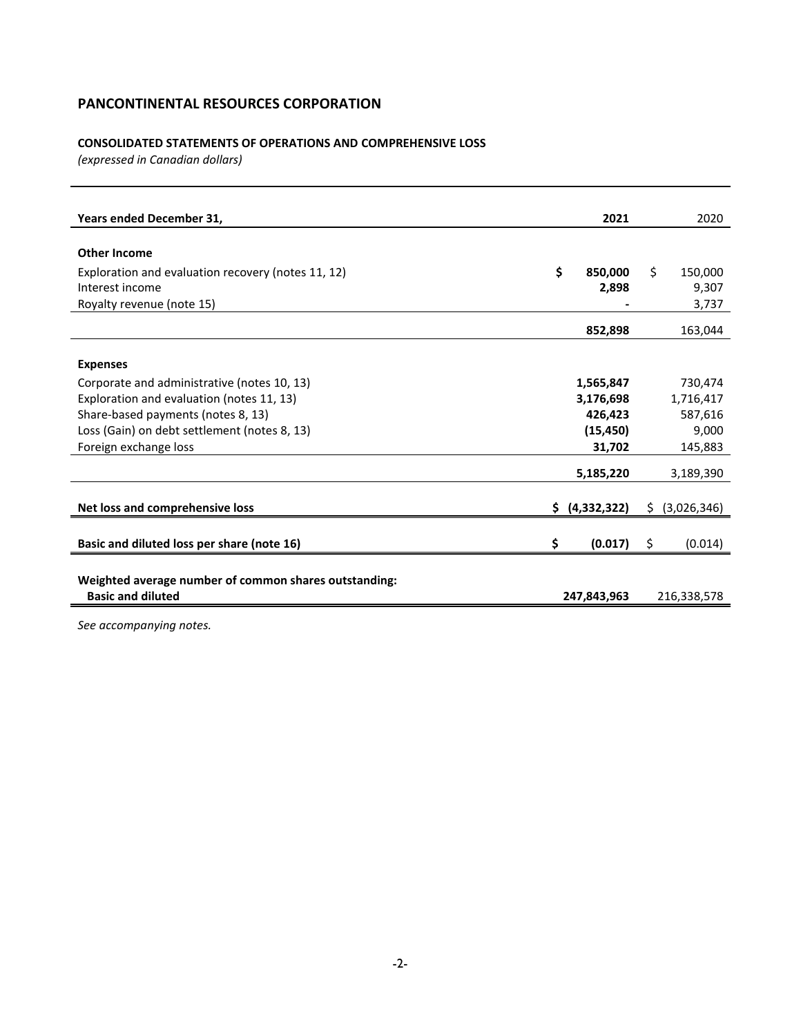## PANCONTINENTAL RESOURCES CORPORATION

### CONSOLIDATED STATEMENTS OF OPERATIONS AND COMPREHENSIVE LOSS

*(expressed in Canadian dollars)*

| Years ended December 31, | 2021 | 2020 |
|---|---|---|
| **Other Income** | | |
| Exploration and evaluation recovery (notes 11, 12) | **$ 850,000** | $ 150,000 |
| Interest income | **2,898** | 9,307 |
| Royalty revenue (note 15) | **-** | 3,737 |
| | **852,898** | 163,044 |
| **Expenses** | | |
| Corporate and administrative (notes 10, 13) | **1,565,847** | 730,474 |
| Exploration and evaluation (notes 11, 13) | **3,176,698** | 1,716,417 |
| Share-based payments (notes 8, 13) | **426,423** | 587,616 |
| Loss (Gain) on debt settlement (notes 8, 13) | **(15,450)** | 9,000 |
| Foreign exchange loss | **31,702** | 145,883 |
| | **5,185,220** | 3,189,390 |
| **Net loss and comprehensive loss** | **$ (4,332,322)** | $ (3,026,346) |
| **Basic and diluted loss per share (note 16)** | **$ (0.017)** | $ (0.014) |
| **Weighted average number of common shares outstanding:** | | |
| **Basic and diluted** | **247,843,963** | 216,338,578 |

*See accompanying notes.*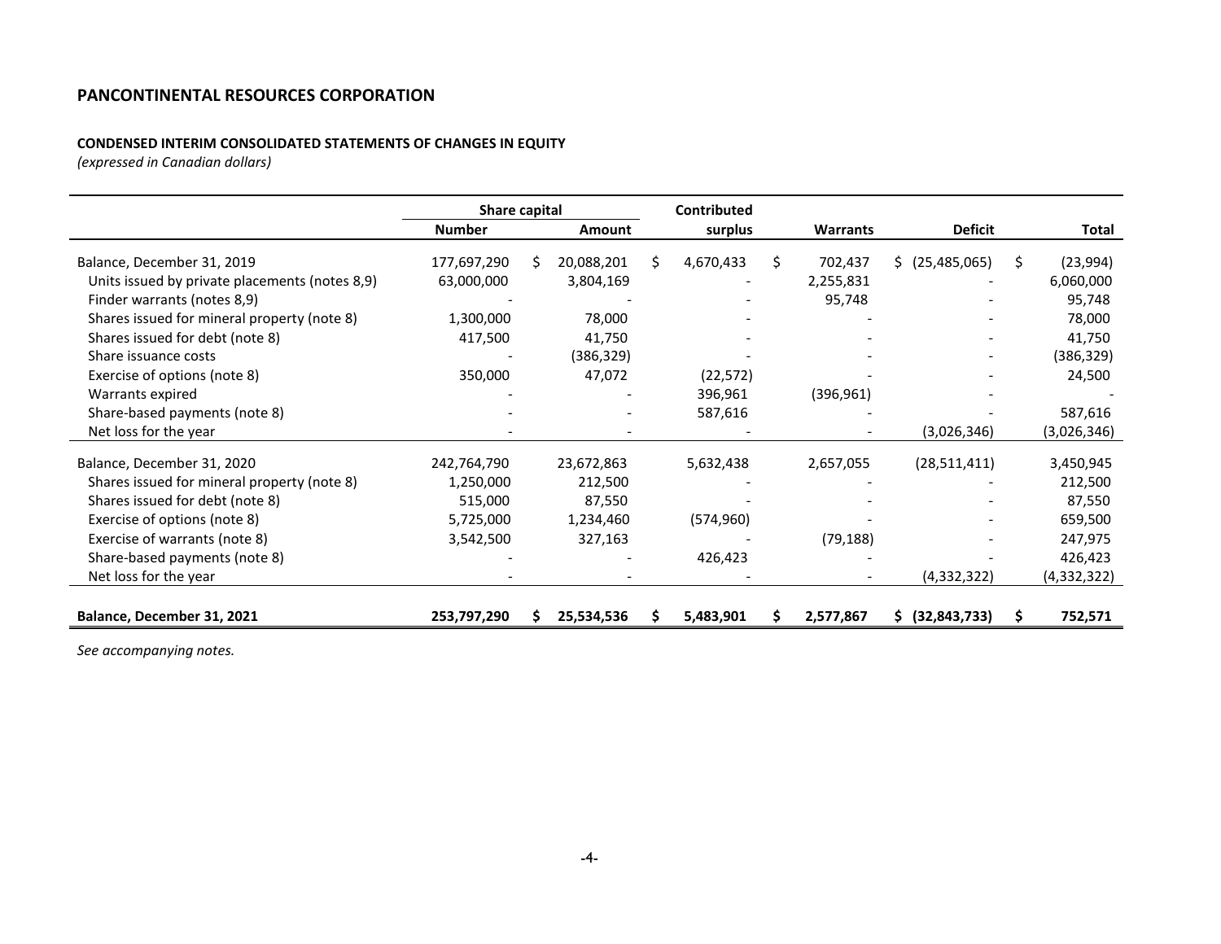## PANCONTINENTAL RESOURCES CORPORATION

### CONDENSED INTERIM CONSOLIDATED STATEMENTS OF CHANGES IN EQUITY

*(expressed in Canadian dollars)*

| | Share capital | | Contributed | | | |
|---|---|---|---|---|---|---|
| | Number | Amount | surplus | Warrants | Deficit | Total |
| Balance, December 31, 2019 | 177,697,290 | $ 20,088,201 | $ 4,670,433 | $ 702,437 | $ (25,485,065) | $ (23,994) |
| Units issued by private placements (notes 8,9) | 63,000,000 | 3,804,169 | - | 2,255,831 | - | 6,060,000 |
| Finder warrants (notes 8,9) | - | - | - | 95,748 | - | 95,748 |
| Shares issued for mineral property (note 8) | 1,300,000 | 78,000 | - | - | - | 78,000 |
| Shares issued for debt (note 8) | 417,500 | 41,750 | - | - | - | 41,750 |
| Share issuance costs | - | (386,329) | - | - | - | (386,329) |
| Exercise of options (note 8) | 350,000 | 47,072 | (22,572) | - | - | 24,500 |
| Warrants expired | - | - | 396,961 | (396,961) | - | - |
| Share-based payments (note 8) | - | - | 587,616 | - | - | 587,616 |
| Net loss for the year | - | - | - | - | (3,026,346) | (3,026,346) |
| Balance, December 31, 2020 | 242,764,790 | 23,672,863 | 5,632,438 | 2,657,055 | (28,511,411) | 3,450,945 |
| Shares issued for mineral property (note 8) | 1,250,000 | 212,500 | - | - | - | 212,500 |
| Shares issued for debt (note 8) | 515,000 | 87,550 | - | - | - | 87,550 |
| Exercise of options (note 8) | 5,725,000 | 1,234,460 | (574,960) | - | - | 659,500 |
| Exercise of warrants (note 8) | 3,542,500 | 327,163 | - | (79,188) | - | 247,975 |
| Share-based payments (note 8) | - | - | 426,423 | - | - | 426,423 |
| Net loss for the year | - | - | - | - | (4,332,322) | (4,332,322) |
| **Balance, December 31, 2021** | **253,797,290** | **$ 25,534,536** | **$ 5,483,901** | **$ 2,577,867** | **$ (32,843,733)** | **$ 752,571** |

*See accompanying notes.*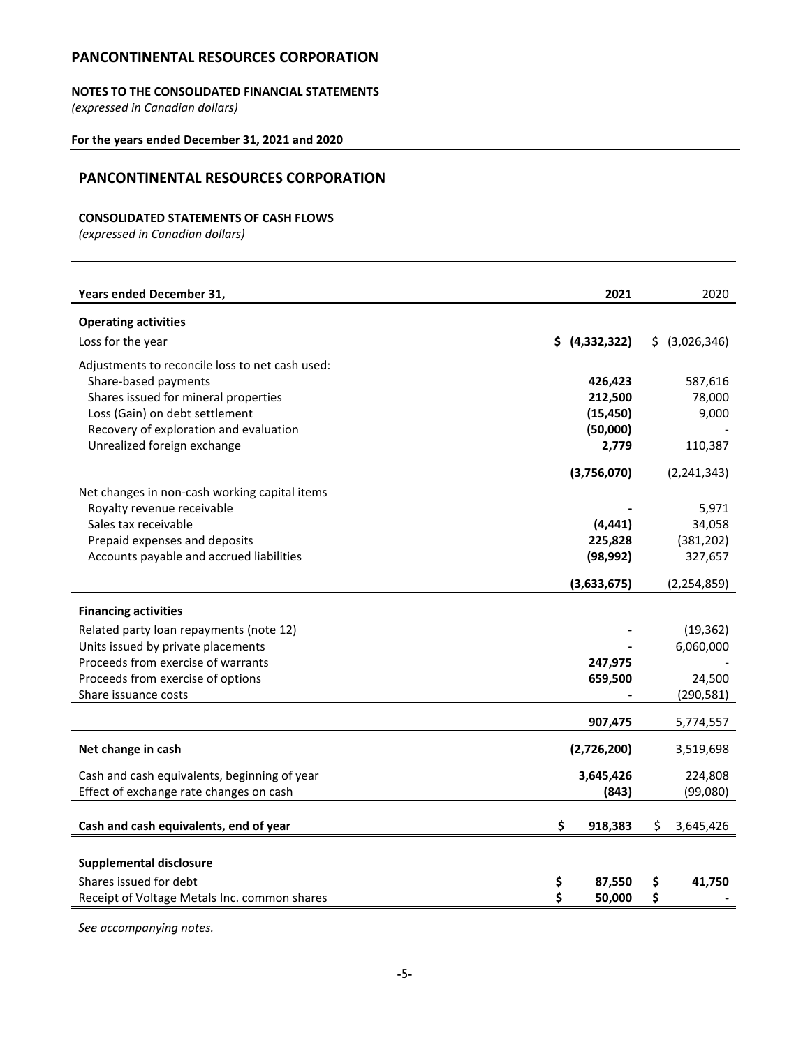# PANCONTINENTAL RESOURCES CORPORATION

**NOTES TO THE CONSOLIDATED FINANCIAL STATEMENTS**
*(expressed in Canadian dollars)*

**For the years ended December 31, 2021 and 2020**

## PANCONTINENTAL RESOURCES CORPORATION

**CONSOLIDATED STATEMENTS OF CASH FLOWS**
*(expressed in Canadian dollars)*

| **Years ended December 31,** | **2021** | 2020 |
|---|---|---|
| **Operating activities** | | |
| Loss for the year | **$ (4,332,322)** | $ (3,026,346) |
| Adjustments to reconcile loss to net cash used: | | |
| Share-based payments | **426,423** | 587,616 |
| Shares issued for mineral properties | **212,500** | 78,000 |
| Loss (Gain) on debt settlement | **(15,450)** | 9,000 |
| Recovery of exploration and evaluation | **(50,000)** | - |
| Unrealized foreign exchange | **2,779** | 110,387 |
| | **(3,756,070)** | (2,241,343) |
| Net changes in non-cash working capital items | | |
| Royalty revenue receivable | **-** | 5,971 |
| Sales tax receivable | **(4,441)** | 34,058 |
| Prepaid expenses and deposits | **225,828** | (381,202) |
| Accounts payable and accrued liabilities | **(98,992)** | 327,657 |
| | **(3,633,675)** | (2,254,859) |
| **Financing activities** | | |
| Related party loan repayments (note 12) | **-** | (19,362) |
| Units issued by private placements | **-** | 6,060,000 |
| Proceeds from exercise of warrants | **247,975** | - |
| Proceeds from exercise of options | **659,500** | 24,500 |
| Share issuance costs | **-** | (290,581) |
| | **907,475** | 5,774,557 |
| **Net change in cash** | **(2,726,200)** | 3,519,698 |
| Cash and cash equivalents, beginning of year | **3,645,426** | 224,808 |
| Effect of exchange rate changes on cash | **(843)** | (99,080) |
| **Cash and cash equivalents, end of year** | **$ 918,383** | $ 3,645,426 |
| **Supplemental disclosure** | | |
| Shares issued for debt | **$ 87,550** | **$ 41,750** |
| Receipt of Voltage Metals Inc. common shares | **$ 50,000** | **$ -** |

*See accompanying notes.*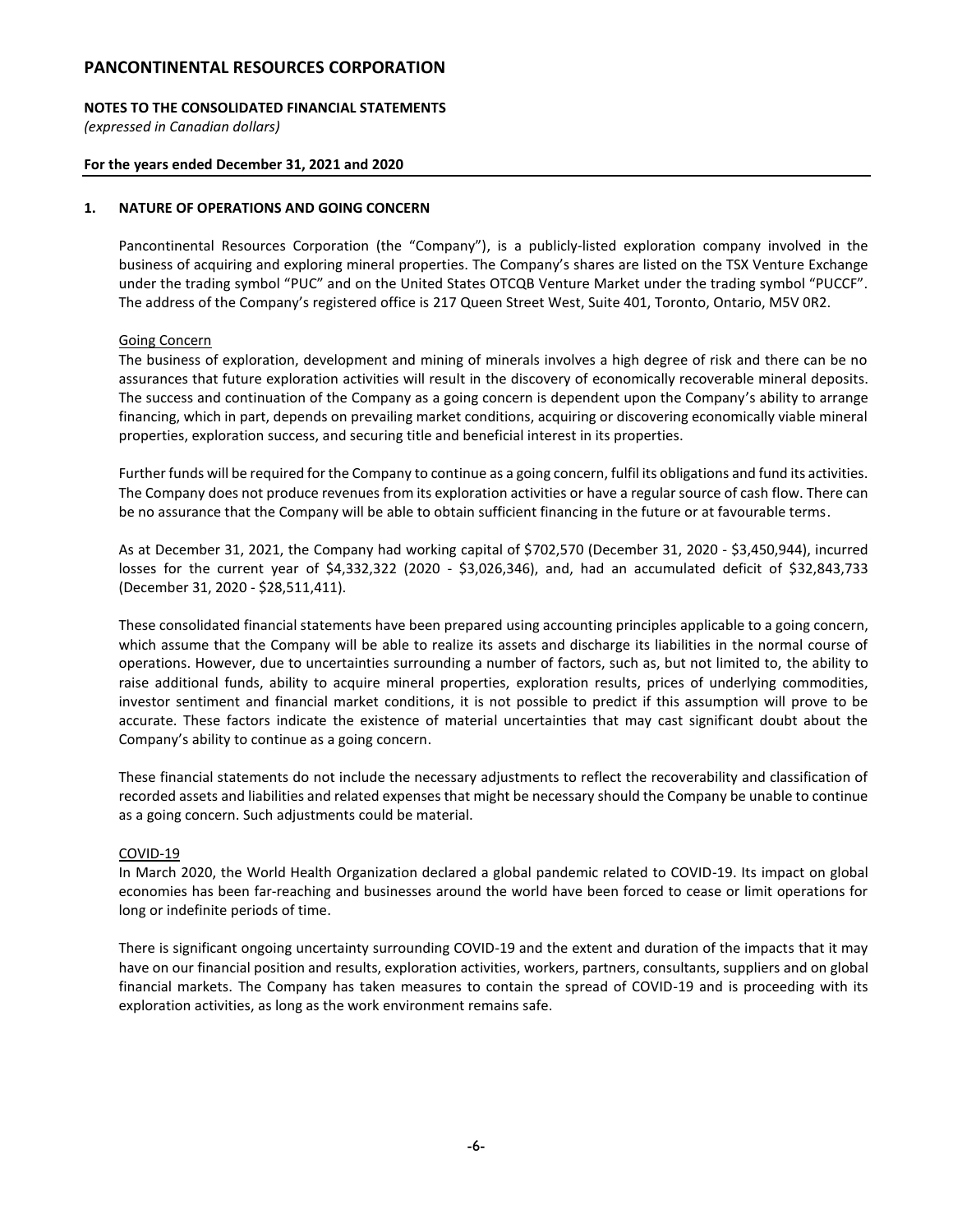# PANCONTINENTAL RESOURCES CORPORATION

**NOTES TO THE CONSOLIDATED FINANCIAL STATEMENTS**
*(expressed in Canadian dollars)*

**For the years ended December 31, 2021 and 2020**

## 1. NATURE OF OPERATIONS AND GOING CONCERN

Pancontinental Resources Corporation (the "Company"), is a publicly-listed exploration company involved in the business of acquiring and exploring mineral properties. The Company's shares are listed on the TSX Venture Exchange under the trading symbol "PUC" and on the United States OTCQB Venture Market under the trading symbol "PUCCF". The address of the Company's registered office is 217 Queen Street West, Suite 401, Toronto, Ontario, M5V 0R2.

Going Concern

The business of exploration, development and mining of minerals involves a high degree of risk and there can be no assurances that future exploration activities will result in the discovery of economically recoverable mineral deposits. The success and continuation of the Company as a going concern is dependent upon the Company's ability to arrange financing, which in part, depends on prevailing market conditions, acquiring or discovering economically viable mineral properties, exploration success, and securing title and beneficial interest in its properties.

Further funds will be required for the Company to continue as a going concern, fulfil its obligations and fund its activities. The Company does not produce revenues from its exploration activities or have a regular source of cash flow. There can be no assurance that the Company will be able to obtain sufficient financing in the future or at favourable terms.

As at December 31, 2021, the Company had working capital of $702,570 (December 31, 2020 - $3,450,944), incurred losses for the current year of $4,332,322 (2020 - $3,026,346), and, had an accumulated deficit of $32,843,733 (December 31, 2020 - $28,511,411).

These consolidated financial statements have been prepared using accounting principles applicable to a going concern, which assume that the Company will be able to realize its assets and discharge its liabilities in the normal course of operations. However, due to uncertainties surrounding a number of factors, such as, but not limited to, the ability to raise additional funds, ability to acquire mineral properties, exploration results, prices of underlying commodities, investor sentiment and financial market conditions, it is not possible to predict if this assumption will prove to be accurate. These factors indicate the existence of material uncertainties that may cast significant doubt about the Company's ability to continue as a going concern.

These financial statements do not include the necessary adjustments to reflect the recoverability and classification of recorded assets and liabilities and related expenses that might be necessary should the Company be unable to continue as a going concern. Such adjustments could be material.

COVID-19

In March 2020, the World Health Organization declared a global pandemic related to COVID-19. Its impact on global economies has been far-reaching and businesses around the world have been forced to cease or limit operations for long or indefinite periods of time.

There is significant ongoing uncertainty surrounding COVID-19 and the extent and duration of the impacts that it may have on our financial position and results, exploration activities, workers, partners, consultants, suppliers and on global financial markets. The Company has taken measures to contain the spread of COVID-19 and is proceeding with its exploration activities, as long as the work environment remains safe.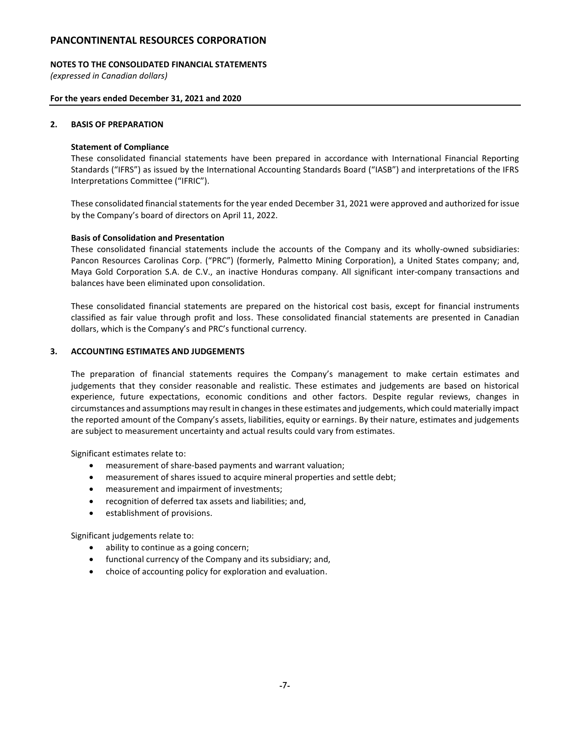## 2. BASIS OF PREPARATION

**Statement of Compliance**

These consolidated financial statements have been prepared in accordance with International Financial Reporting Standards ("IFRS") as issued by the International Accounting Standards Board ("IASB") and interpretations of the IFRS Interpretations Committee ("IFRIC").

These consolidated financial statements for the year ended December 31, 2021 were approved and authorized for issue by the Company's board of directors on April 11, 2022.

**Basis of Consolidation and Presentation**

These consolidated financial statements include the accounts of the Company and its wholly-owned subsidiaries: Pancon Resources Carolinas Corp. ("PRC") (formerly, Palmetto Mining Corporation), a United States company; and, Maya Gold Corporation S.A. de C.V., an inactive Honduras company. All significant inter-company transactions and balances have been eliminated upon consolidation.

These consolidated financial statements are prepared on the historical cost basis, except for financial instruments classified as fair value through profit and loss. These consolidated financial statements are presented in Canadian dollars, which is the Company's and PRC's functional currency.

## 3. ACCOUNTING ESTIMATES AND JUDGEMENTS

The preparation of financial statements requires the Company's management to make certain estimates and judgements that they consider reasonable and realistic. These estimates and judgements are based on historical experience, future expectations, economic conditions and other factors. Despite regular reviews, changes in circumstances and assumptions may result in changes in these estimates and judgements, which could materially impact the reported amount of the Company's assets, liabilities, equity or earnings. By their nature, estimates and judgements are subject to measurement uncertainty and actual results could vary from estimates.

Significant estimates relate to:

- measurement of share-based payments and warrant valuation;
- measurement of shares issued to acquire mineral properties and settle debt;
- measurement and impairment of investments;
- recognition of deferred tax assets and liabilities; and,
- establishment of provisions.

Significant judgements relate to:

- ability to continue as a going concern;
- functional currency of the Company and its subsidiary; and,
- choice of accounting policy for exploration and evaluation.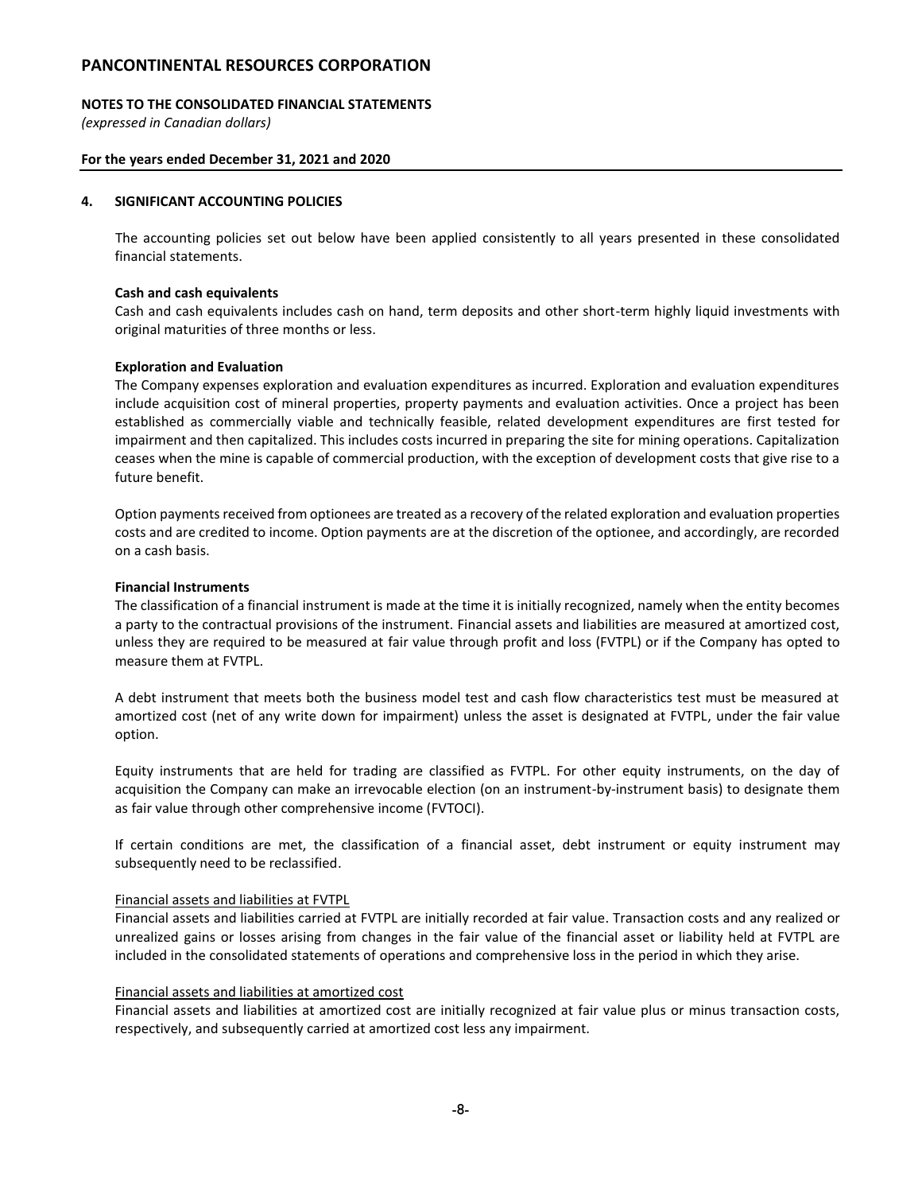## 4. SIGNIFICANT ACCOUNTING POLICIES

The accounting policies set out below have been applied consistently to all years presented in these consolidated financial statements.

**Cash and cash equivalents**

Cash and cash equivalents includes cash on hand, term deposits and other short-term highly liquid investments with original maturities of three months or less.

**Exploration and Evaluation**

The Company expenses exploration and evaluation expenditures as incurred. Exploration and evaluation expenditures include acquisition cost of mineral properties, property payments and evaluation activities. Once a project has been established as commercially viable and technically feasible, related development expenditures are first tested for impairment and then capitalized. This includes costs incurred in preparing the site for mining operations. Capitalization ceases when the mine is capable of commercial production, with the exception of development costs that give rise to a future benefit.

Option payments received from optionees are treated as a recovery of the related exploration and evaluation properties costs and are credited to income. Option payments are at the discretion of the optionee, and accordingly, are recorded on a cash basis.

**Financial Instruments**

The classification of a financial instrument is made at the time it is initially recognized, namely when the entity becomes a party to the contractual provisions of the instrument. Financial assets and liabilities are measured at amortized cost, unless they are required to be measured at fair value through profit and loss (FVTPL) or if the Company has opted to measure them at FVTPL.

A debt instrument that meets both the business model test and cash flow characteristics test must be measured at amortized cost (net of any write down for impairment) unless the asset is designated at FVTPL, under the fair value option.

Equity instruments that are held for trading are classified as FVTPL. For other equity instruments, on the day of acquisition the Company can make an irrevocable election (on an instrument-by-instrument basis) to designate them as fair value through other comprehensive income (FVTOCI).

If certain conditions are met, the classification of a financial asset, debt instrument or equity instrument may subsequently need to be reclassified.

Financial assets and liabilities at FVTPL

Financial assets and liabilities carried at FVTPL are initially recorded at fair value. Transaction costs and any realized or unrealized gains or losses arising from changes in the fair value of the financial asset or liability held at FVTPL are included in the consolidated statements of operations and comprehensive loss in the period in which they arise.

Financial assets and liabilities at amortized cost

Financial assets and liabilities at amortized cost are initially recognized at fair value plus or minus transaction costs, respectively, and subsequently carried at amortized cost less any impairment.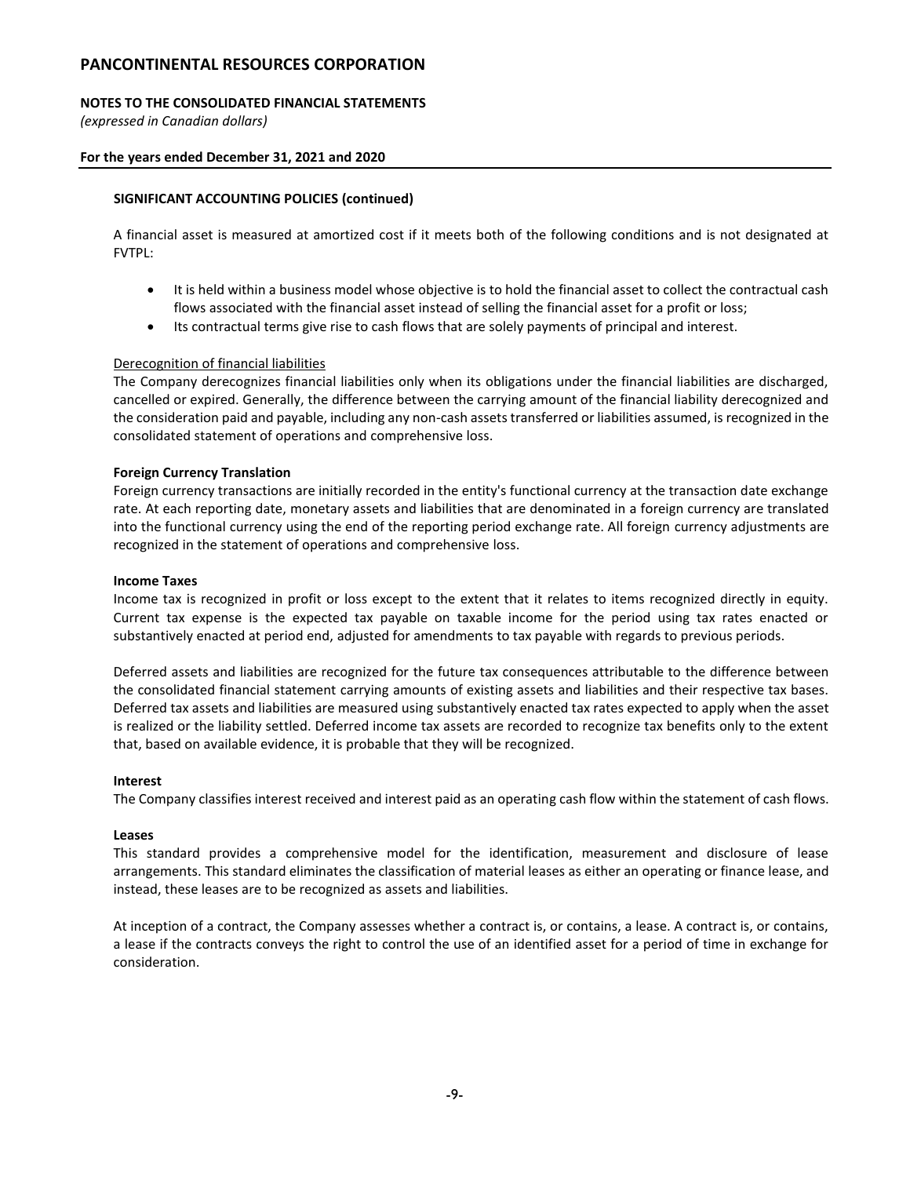### SIGNIFICANT ACCOUNTING POLICIES (continued)

A financial asset is measured at amortized cost if it meets both of the following conditions and is not designated at FVTPL:

- It is held within a business model whose objective is to hold the financial asset to collect the contractual cash flows associated with the financial asset instead of selling the financial asset for a profit or loss;
- Its contractual terms give rise to cash flows that are solely payments of principal and interest.

<u>Derecognition of financial liabilities</u>

The Company derecognizes financial liabilities only when its obligations under the financial liabilities are discharged, cancelled or expired. Generally, the difference between the carrying amount of the financial liability derecognized and the consideration paid and payable, including any non-cash assets transferred or liabilities assumed, is recognized in the consolidated statement of operations and comprehensive loss.

**Foreign Currency Translation**

Foreign currency transactions are initially recorded in the entity's functional currency at the transaction date exchange rate. At each reporting date, monetary assets and liabilities that are denominated in a foreign currency are translated into the functional currency using the end of the reporting period exchange rate. All foreign currency adjustments are recognized in the statement of operations and comprehensive loss.

**Income Taxes**

Income tax is recognized in profit or loss except to the extent that it relates to items recognized directly in equity. Current tax expense is the expected tax payable on taxable income for the period using tax rates enacted or substantively enacted at period end, adjusted for amendments to tax payable with regards to previous periods.

Deferred assets and liabilities are recognized for the future tax consequences attributable to the difference between the consolidated financial statement carrying amounts of existing assets and liabilities and their respective tax bases. Deferred tax assets and liabilities are measured using substantively enacted tax rates expected to apply when the asset is realized or the liability settled. Deferred income tax assets are recorded to recognize tax benefits only to the extent that, based on available evidence, it is probable that they will be recognized.

**Interest**

The Company classifies interest received and interest paid as an operating cash flow within the statement of cash flows.

**Leases**

This standard provides a comprehensive model for the identification, measurement and disclosure of lease arrangements. This standard eliminates the classification of material leases as either an operating or finance lease, and instead, these leases are to be recognized as assets and liabilities.

At inception of a contract, the Company assesses whether a contract is, or contains, a lease. A contract is, or contains, a lease if the contracts conveys the right to control the use of an identified asset for a period of time in exchange for consideration.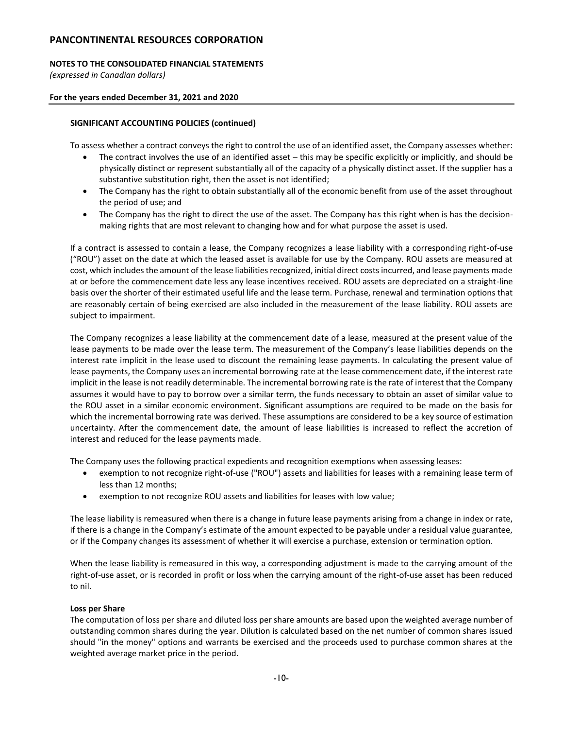**SIGNIFICANT ACCOUNTING POLICIES (continued)**

To assess whether a contract conveys the right to control the use of an identified asset, the Company assesses whether:

- The contract involves the use of an identified asset – this may be specific explicitly or implicitly, and should be physically distinct or represent substantially all of the capacity of a physically distinct asset. If the supplier has a substantive substitution right, then the asset is not identified;
- The Company has the right to obtain substantially all of the economic benefit from use of the asset throughout the period of use; and
- The Company has the right to direct the use of the asset. The Company has this right when is has the decision-making rights that are most relevant to changing how and for what purpose the asset is used.

If a contract is assessed to contain a lease, the Company recognizes a lease liability with a corresponding right-of-use ("ROU") asset on the date at which the leased asset is available for use by the Company. ROU assets are measured at cost, which includes the amount of the lease liabilities recognized, initial direct costs incurred, and lease payments made at or before the commencement date less any lease incentives received. ROU assets are depreciated on a straight-line basis over the shorter of their estimated useful life and the lease term. Purchase, renewal and termination options that are reasonably certain of being exercised are also included in the measurement of the lease liability. ROU assets are subject to impairment.

The Company recognizes a lease liability at the commencement date of a lease, measured at the present value of the lease payments to be made over the lease term. The measurement of the Company's lease liabilities depends on the interest rate implicit in the lease used to discount the remaining lease payments. In calculating the present value of lease payments, the Company uses an incremental borrowing rate at the lease commencement date, if the interest rate implicit in the lease is not readily determinable. The incremental borrowing rate is the rate of interest that the Company assumes it would have to pay to borrow over a similar term, the funds necessary to obtain an asset of similar value to the ROU asset in a similar economic environment. Significant assumptions are required to be made on the basis for which the incremental borrowing rate was derived. These assumptions are considered to be a key source of estimation uncertainty. After the commencement date, the amount of lease liabilities is increased to reflect the accretion of interest and reduced for the lease payments made.

The Company uses the following practical expedients and recognition exemptions when assessing leases:

- exemption to not recognize right-of-use ("ROU") assets and liabilities for leases with a remaining lease term of less than 12 months;
- exemption to not recognize ROU assets and liabilities for leases with low value;

The lease liability is remeasured when there is a change in future lease payments arising from a change in index or rate, if there is a change in the Company's estimate of the amount expected to be payable under a residual value guarantee, or if the Company changes its assessment of whether it will exercise a purchase, extension or termination option.

When the lease liability is remeasured in this way, a corresponding adjustment is made to the carrying amount of the right-of-use asset, or is recorded in profit or loss when the carrying amount of the right-of-use asset has been reduced to nil.

**Loss per Share**

The computation of loss per share and diluted loss per share amounts are based upon the weighted average number of outstanding common shares during the year. Dilution is calculated based on the net number of common shares issued should "in the money" options and warrants be exercised and the proceeds used to purchase common shares at the weighted average market price in the period.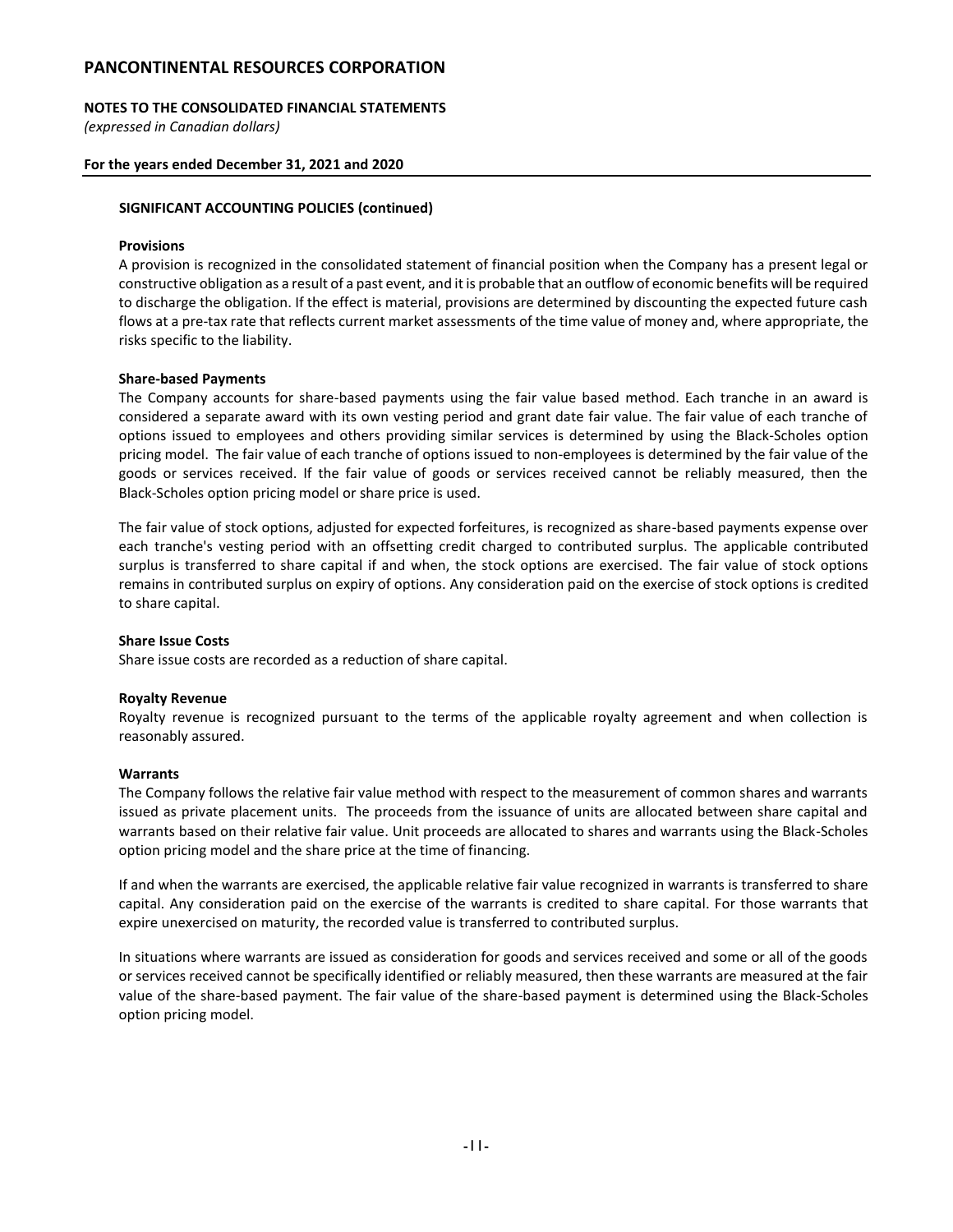### SIGNIFICANT ACCOUNTING POLICIES (continued)

#### Provisions

A provision is recognized in the consolidated statement of financial position when the Company has a present legal or constructive obligation as a result of a past event, and it is probable that an outflow of economic benefits will be required to discharge the obligation. If the effect is material, provisions are determined by discounting the expected future cash flows at a pre-tax rate that reflects current market assessments of the time value of money and, where appropriate, the risks specific to the liability.

#### Share-based Payments

The Company accounts for share-based payments using the fair value based method. Each tranche in an award is considered a separate award with its own vesting period and grant date fair value. The fair value of each tranche of options issued to employees and others providing similar services is determined by using the Black-Scholes option pricing model. The fair value of each tranche of options issued to non-employees is determined by the fair value of the goods or services received. If the fair value of goods or services received cannot be reliably measured, then the Black-Scholes option pricing model or share price is used.

The fair value of stock options, adjusted for expected forfeitures, is recognized as share-based payments expense over each tranche's vesting period with an offsetting credit charged to contributed surplus. The applicable contributed surplus is transferred to share capital if and when, the stock options are exercised. The fair value of stock options remains in contributed surplus on expiry of options. Any consideration paid on the exercise of stock options is credited to share capital.

#### Share Issue Costs

Share issue costs are recorded as a reduction of share capital.

#### Royalty Revenue

Royalty revenue is recognized pursuant to the terms of the applicable royalty agreement and when collection is reasonably assured.

#### Warrants

The Company follows the relative fair value method with respect to the measurement of common shares and warrants issued as private placement units. The proceeds from the issuance of units are allocated between share capital and warrants based on their relative fair value. Unit proceeds are allocated to shares and warrants using the Black-Scholes option pricing model and the share price at the time of financing.

If and when the warrants are exercised, the applicable relative fair value recognized in warrants is transferred to share capital. Any consideration paid on the exercise of the warrants is credited to share capital. For those warrants that expire unexercised on maturity, the recorded value is transferred to contributed surplus.

In situations where warrants are issued as consideration for goods and services received and some or all of the goods or services received cannot be specifically identified or reliably measured, then these warrants are measured at the fair value of the share-based payment. The fair value of the share-based payment is determined using the Black-Scholes option pricing model.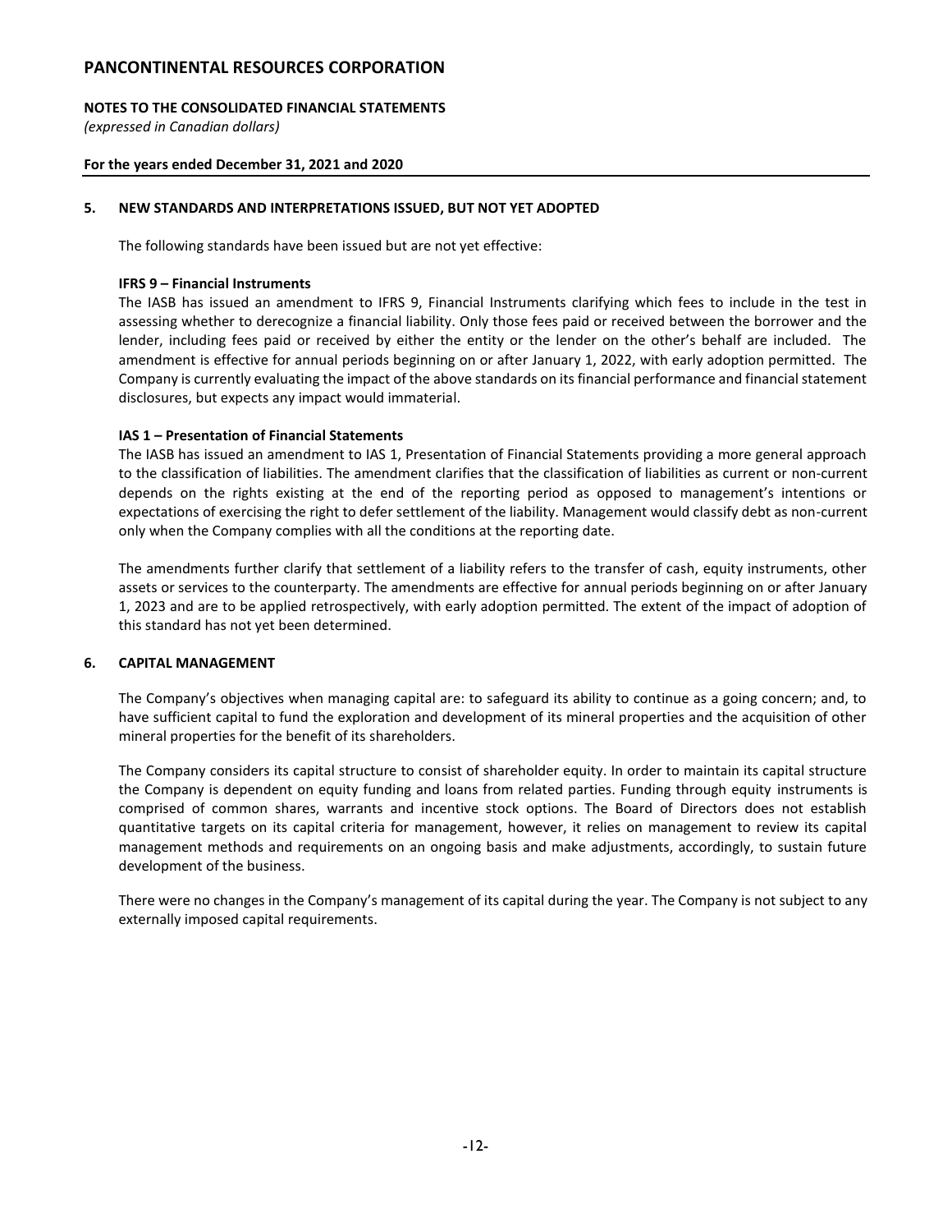# PANCONTINENTAL RESOURCES CORPORATION

**NOTES TO THE CONSOLIDATED FINANCIAL STATEMENTS**
*(expressed in Canadian dollars)*

**For the years ended December 31, 2021 and 2020**

## 5. NEW STANDARDS AND INTERPRETATIONS ISSUED, BUT NOT YET ADOPTED

The following standards have been issued but are not yet effective:

**IFRS 9 – Financial Instruments**
The IASB has issued an amendment to IFRS 9, Financial Instruments clarifying which fees to include in the test in assessing whether to derecognize a financial liability. Only those fees paid or received between the borrower and the lender, including fees paid or received by either the entity or the lender on the other's behalf are included. The amendment is effective for annual periods beginning on or after January 1, 2022, with early adoption permitted. The Company is currently evaluating the impact of the above standards on its financial performance and financial statement disclosures, but expects any impact would immaterial.

**IAS 1 – Presentation of Financial Statements**
The IASB has issued an amendment to IAS 1, Presentation of Financial Statements providing a more general approach to the classification of liabilities. The amendment clarifies that the classification of liabilities as current or non-current depends on the rights existing at the end of the reporting period as opposed to management's intentions or expectations of exercising the right to defer settlement of the liability. Management would classify debt as non-current only when the Company complies with all the conditions at the reporting date.

The amendments further clarify that settlement of a liability refers to the transfer of cash, equity instruments, other assets or services to the counterparty. The amendments are effective for annual periods beginning on or after January 1, 2023 and are to be applied retrospectively, with early adoption permitted. The extent of the impact of adoption of this standard has not yet been determined.

## 6. CAPITAL MANAGEMENT

The Company's objectives when managing capital are: to safeguard its ability to continue as a going concern; and, to have sufficient capital to fund the exploration and development of its mineral properties and the acquisition of other mineral properties for the benefit of its shareholders.

The Company considers its capital structure to consist of shareholder equity. In order to maintain its capital structure the Company is dependent on equity funding and loans from related parties. Funding through equity instruments is comprised of common shares, warrants and incentive stock options. The Board of Directors does not establish quantitative targets on its capital criteria for management, however, it relies on management to review its capital management methods and requirements on an ongoing basis and make adjustments, accordingly, to sustain future development of the business.

There were no changes in the Company's management of its capital during the year. The Company is not subject to any externally imposed capital requirements.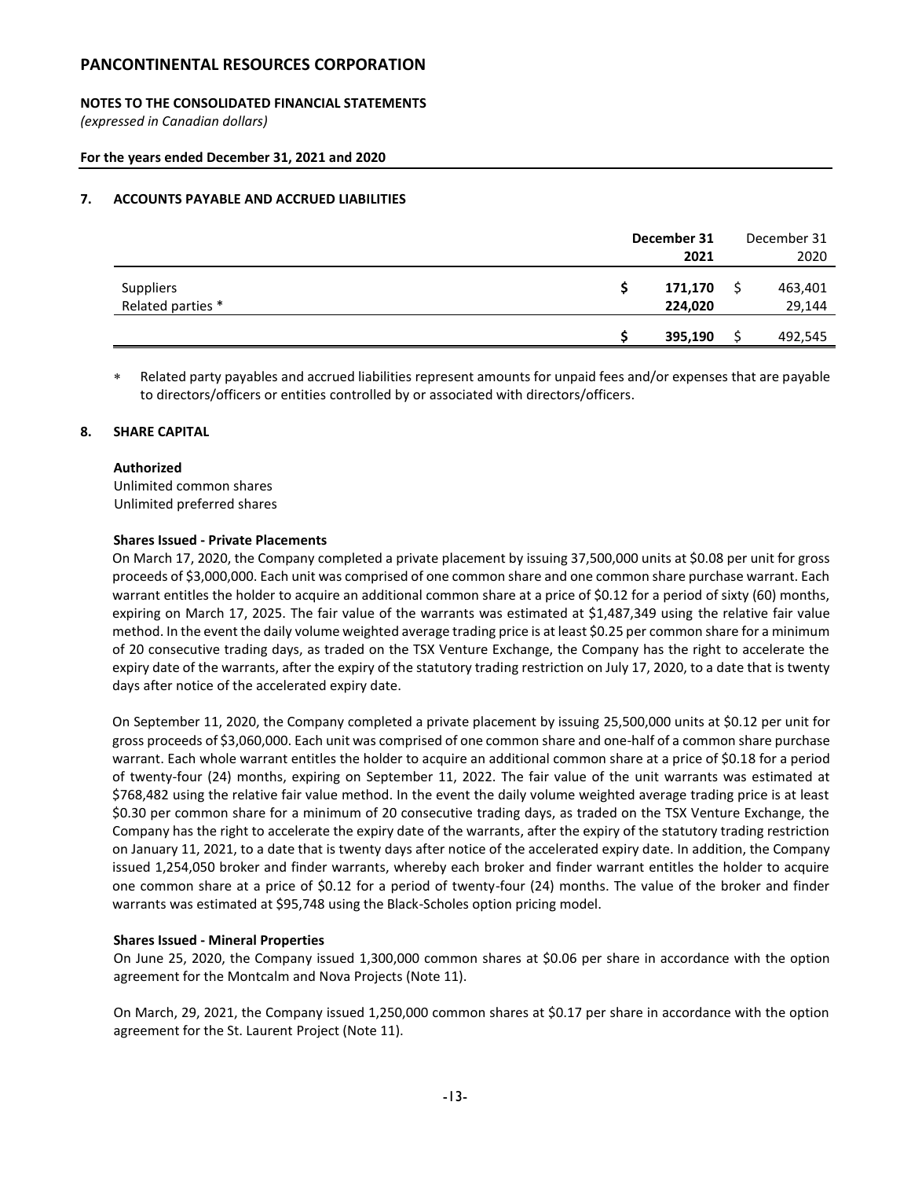## PANCONTINENTAL RESOURCES CORPORATION

**NOTES TO THE CONSOLIDATED FINANCIAL STATEMENTS**
*(expressed in Canadian dollars)*

**For the years ended December 31, 2021 and 2020**

### 7. ACCOUNTS PAYABLE AND ACCRUED LIABILITIES

| | **December 31 2021** | December 31 2020 |
|---|---|---|
| Suppliers | **$ 171,170** | $ 463,401 |
| Related parties * | **224,020** | 29,144 |
| | **$ 395,190** | $ 492,545 |

* Related party payables and accrued liabilities represent amounts for unpaid fees and/or expenses that are payable to directors/officers or entities controlled by or associated with directors/officers.

### 8. SHARE CAPITAL

**Authorized**
Unlimited common shares
Unlimited preferred shares

**Shares Issued - Private Placements**

On March 17, 2020, the Company completed a private placement by issuing 37,500,000 units at $0.08 per unit for gross proceeds of $3,000,000. Each unit was comprised of one common share and one common share purchase warrant. Each warrant entitles the holder to acquire an additional common share at a price of $0.12 for a period of sixty (60) months, expiring on March 17, 2025. The fair value of the warrants was estimated at $1,487,349 using the relative fair value method. In the event the daily volume weighted average trading price is at least $0.25 per common share for a minimum of 20 consecutive trading days, as traded on the TSX Venture Exchange, the Company has the right to accelerate the expiry date of the warrants, after the expiry of the statutory trading restriction on July 17, 2020, to a date that is twenty days after notice of the accelerated expiry date.

On September 11, 2020, the Company completed a private placement by issuing 25,500,000 units at $0.12 per unit for gross proceeds of $3,060,000. Each unit was comprised of one common share and one-half of a common share purchase warrant. Each whole warrant entitles the holder to acquire an additional common share at a price of $0.18 for a period of twenty-four (24) months, expiring on September 11, 2022. The fair value of the unit warrants was estimated at $768,482 using the relative fair value method. In the event the daily volume weighted average trading price is at least $0.30 per common share for a minimum of 20 consecutive trading days, as traded on the TSX Venture Exchange, the Company has the right to accelerate the expiry date of the warrants, after the expiry of the statutory trading restriction on January 11, 2021, to a date that is twenty days after notice of the accelerated expiry date. In addition, the Company issued 1,254,050 broker and finder warrants, whereby each broker and finder warrant entitles the holder to acquire one common share at a price of $0.12 for a period of twenty-four (24) months. The value of the broker and finder warrants was estimated at $95,748 using the Black-Scholes option pricing model.

**Shares Issued - Mineral Properties**

On June 25, 2020, the Company issued 1,300,000 common shares at $0.06 per share in accordance with the option agreement for the Montcalm and Nova Projects (Note 11).

On March, 29, 2021, the Company issued 1,250,000 common shares at $0.17 per share in accordance with the option agreement for the St. Laurent Project (Note 11).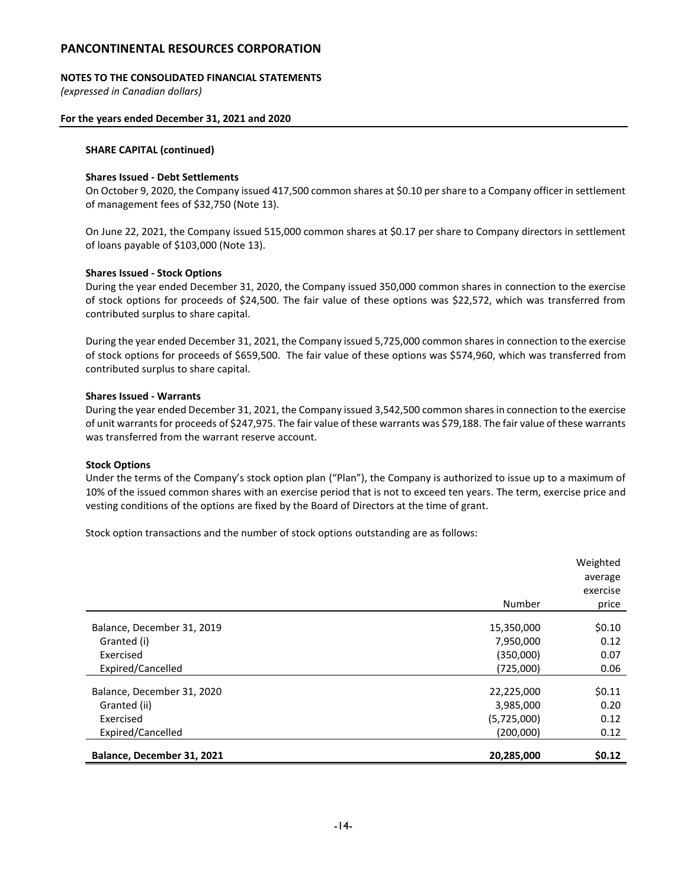**SHARE CAPITAL (continued)**

**Shares Issued - Debt Settlements**

On October 9, 2020, the Company issued 417,500 common shares at $0.10 per share to a Company officer in settlement of management fees of $32,750 (Note 13).

On June 22, 2021, the Company issued 515,000 common shares at $0.17 per share to Company directors in settlement of loans payable of $103,000 (Note 13).

**Shares Issued - Stock Options**

During the year ended December 31, 2020, the Company issued 350,000 common shares in connection to the exercise of stock options for proceeds of $24,500. The fair value of these options was $22,572, which was transferred from contributed surplus to share capital.

During the year ended December 31, 2021, the Company issued 5,725,000 common shares in connection to the exercise of stock options for proceeds of $659,500. The fair value of these options was $574,960, which was transferred from contributed surplus to share capital.

**Shares Issued - Warrants**

During the year ended December 31, 2021, the Company issued 3,542,500 common shares in connection to the exercise of unit warrants for proceeds of $247,975. The fair value of these warrants was $79,188. The fair value of these warrants was transferred from the warrant reserve account.

**Stock Options**

Under the terms of the Company's stock option plan ("Plan"), the Company is authorized to issue up to a maximum of 10% of the issued common shares with an exercise period that is not to exceed ten years. The term, exercise price and vesting conditions of the options are fixed by the Board of Directors at the time of grant.

Stock option transactions and the number of stock options outstanding are as follows:

| | Number | Weighted average exercise price |
|---|---|---|
| Balance, December 31, 2019 | 15,350,000 | $0.10 |
| Granted (i) | 7,950,000 | 0.12 |
| Exercised | (350,000) | 0.07 |
| Expired/Cancelled | (725,000) | 0.06 |
| Balance, December 31, 2020 | 22,225,000 | $0.11 |
| Granted (ii) | 3,985,000 | 0.20 |
| Exercised | (5,725,000) | 0.12 |
| Expired/Cancelled | (200,000) | 0.12 |
| **Balance, December 31, 2021** | **20,285,000** | **$0.12** |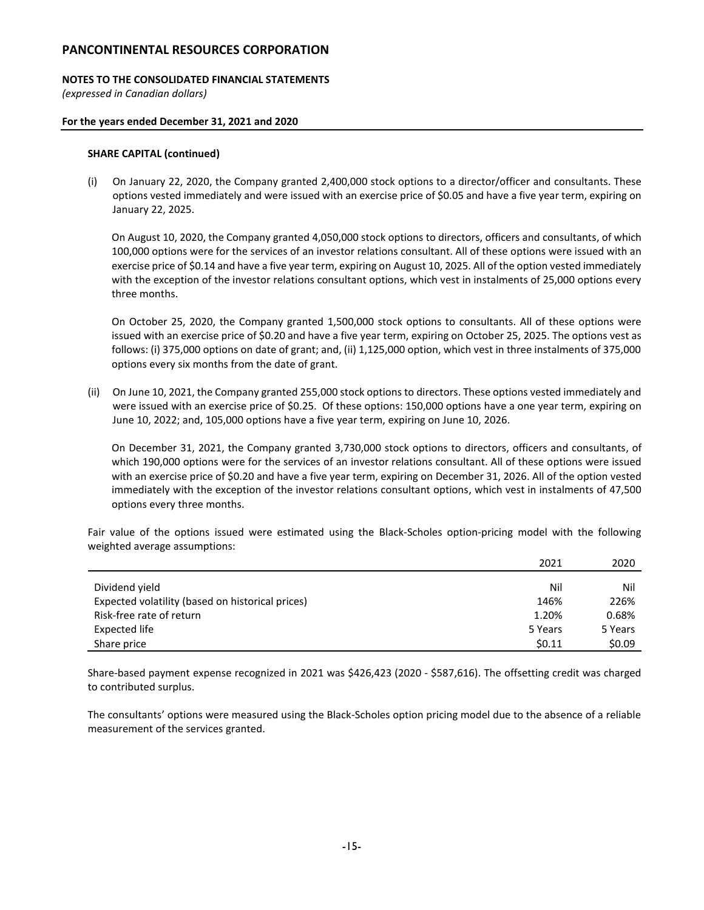**SHARE CAPITAL (continued)**

(i) On January 22, 2020, the Company granted 2,400,000 stock options to a director/officer and consultants. These options vested immediately and were issued with an exercise price of \$0.05 and have a five year term, expiring on January 22, 2025.

On August 10, 2020, the Company granted 4,050,000 stock options to directors, officers and consultants, of which 100,000 options were for the services of an investor relations consultant. All of these options were issued with an exercise price of \$0.14 and have a five year term, expiring on August 10, 2025. All of the option vested immediately with the exception of the investor relations consultant options, which vest in instalments of 25,000 options every three months.

On October 25, 2020, the Company granted 1,500,000 stock options to consultants. All of these options were issued with an exercise price of \$0.20 and have a five year term, expiring on October 25, 2025. The options vest as follows: (i) 375,000 options on date of grant; and, (ii) 1,125,000 option, which vest in three instalments of 375,000 options every six months from the date of grant.

(ii) On June 10, 2021, the Company granted 255,000 stock options to directors. These options vested immediately and were issued with an exercise price of \$0.25. Of these options: 150,000 options have a one year term, expiring on June 10, 2022; and, 105,000 options have a five year term, expiring on June 10, 2026.

On December 31, 2021, the Company granted 3,730,000 stock options to directors, officers and consultants, of which 190,000 options were for the services of an investor relations consultant. All of these options were issued with an exercise price of \$0.20 and have a five year term, expiring on December 31, 2026. All of the option vested immediately with the exception of the investor relations consultant options, which vest in instalments of 47,500 options every three months.

Fair value of the options issued were estimated using the Black-Scholes option-pricing model with the following weighted average assumptions:

| | 2021 | 2020 |
|---|---|---|
| Dividend yield | Nil | Nil |
| Expected volatility (based on historical prices) | 146% | 226% |
| Risk-free rate of return | 1.20% | 0.68% |
| Expected life | 5 Years | 5 Years |
| Share price | \$0.11 | \$0.09 |

Share-based payment expense recognized in 2021 was \$426,423 (2020 - \$587,616). The offsetting credit was charged to contributed surplus.

The consultants' options were measured using the Black-Scholes option pricing model due to the absence of a reliable measurement of the services granted.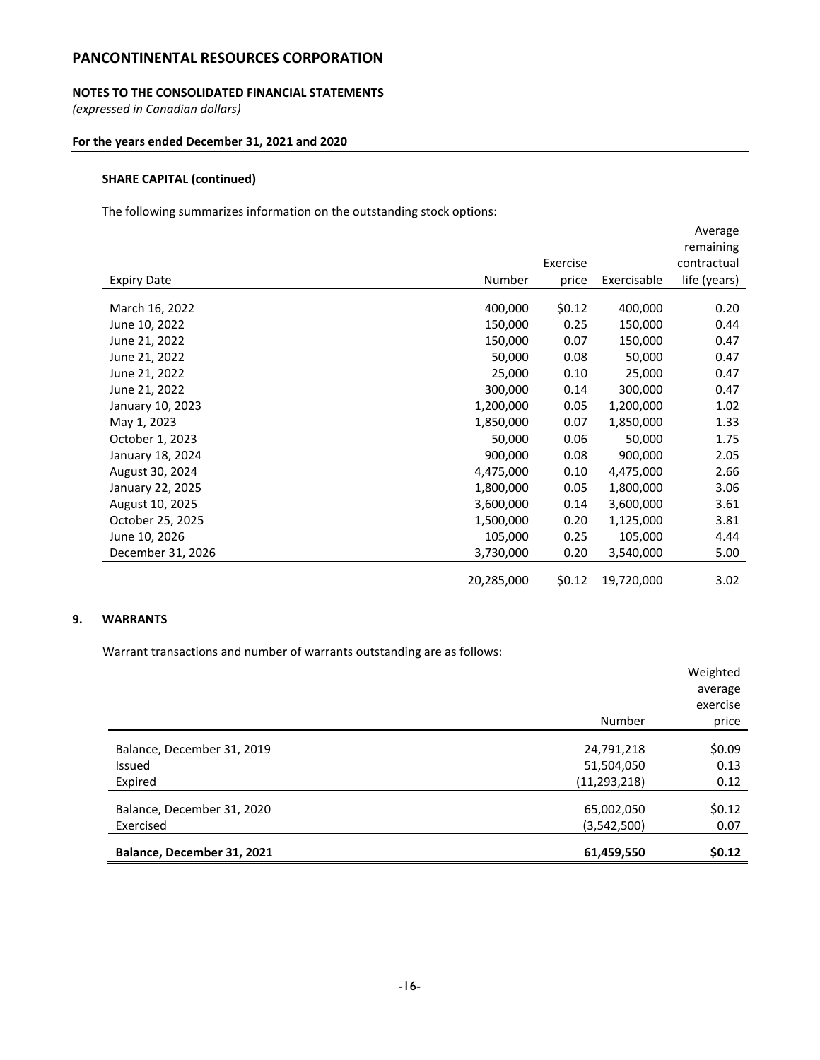# PANCONTINENTAL RESOURCES CORPORATION

**NOTES TO THE CONSOLIDATED FINANCIAL STATEMENTS**
*(expressed in Canadian dollars)*

**For the years ended December 31, 2021 and 2020**

**SHARE CAPITAL (continued)**

The following summarizes information on the outstanding stock options:

| Expiry Date | Number | Exercise price | Exercisable | Average remaining contractual life (years) |
|---|---|---|---|---|
| March 16, 2022 | 400,000 | $0.12 | 400,000 | 0.20 |
| June 10, 2022 | 150,000 | 0.25 | 150,000 | 0.44 |
| June 21, 2022 | 150,000 | 0.07 | 150,000 | 0.47 |
| June 21, 2022 | 50,000 | 0.08 | 50,000 | 0.47 |
| June 21, 2022 | 25,000 | 0.10 | 25,000 | 0.47 |
| June 21, 2022 | 300,000 | 0.14 | 300,000 | 0.47 |
| January 10, 2023 | 1,200,000 | 0.05 | 1,200,000 | 1.02 |
| May 1, 2023 | 1,850,000 | 0.07 | 1,850,000 | 1.33 |
| October 1, 2023 | 50,000 | 0.06 | 50,000 | 1.75 |
| January 18, 2024 | 900,000 | 0.08 | 900,000 | 2.05 |
| August 30, 2024 | 4,475,000 | 0.10 | 4,475,000 | 2.66 |
| January 22, 2025 | 1,800,000 | 0.05 | 1,800,000 | 3.06 |
| August 10, 2025 | 3,600,000 | 0.14 | 3,600,000 | 3.61 |
| October 25, 2025 | 1,500,000 | 0.20 | 1,125,000 | 3.81 |
| June 10, 2026 | 105,000 | 0.25 | 105,000 | 4.44 |
| December 31, 2026 | 3,730,000 | 0.20 | 3,540,000 | 5.00 |
| | 20,285,000 | $0.12 | 19,720,000 | 3.02 |

## 9. WARRANTS

Warrant transactions and number of warrants outstanding are as follows:

| | Number | Weighted average exercise price |
|---|---|---|
| Balance, December 31, 2019 | 24,791,218 | $0.09 |
| Issued | 51,504,050 | 0.13 |
| Expired | (11,293,218) | 0.12 |
| Balance, December 31, 2020 | 65,002,050 | $0.12 |
| Exercised | (3,542,500) | 0.07 |
| **Balance, December 31, 2021** | **61,459,550** | **$0.12** |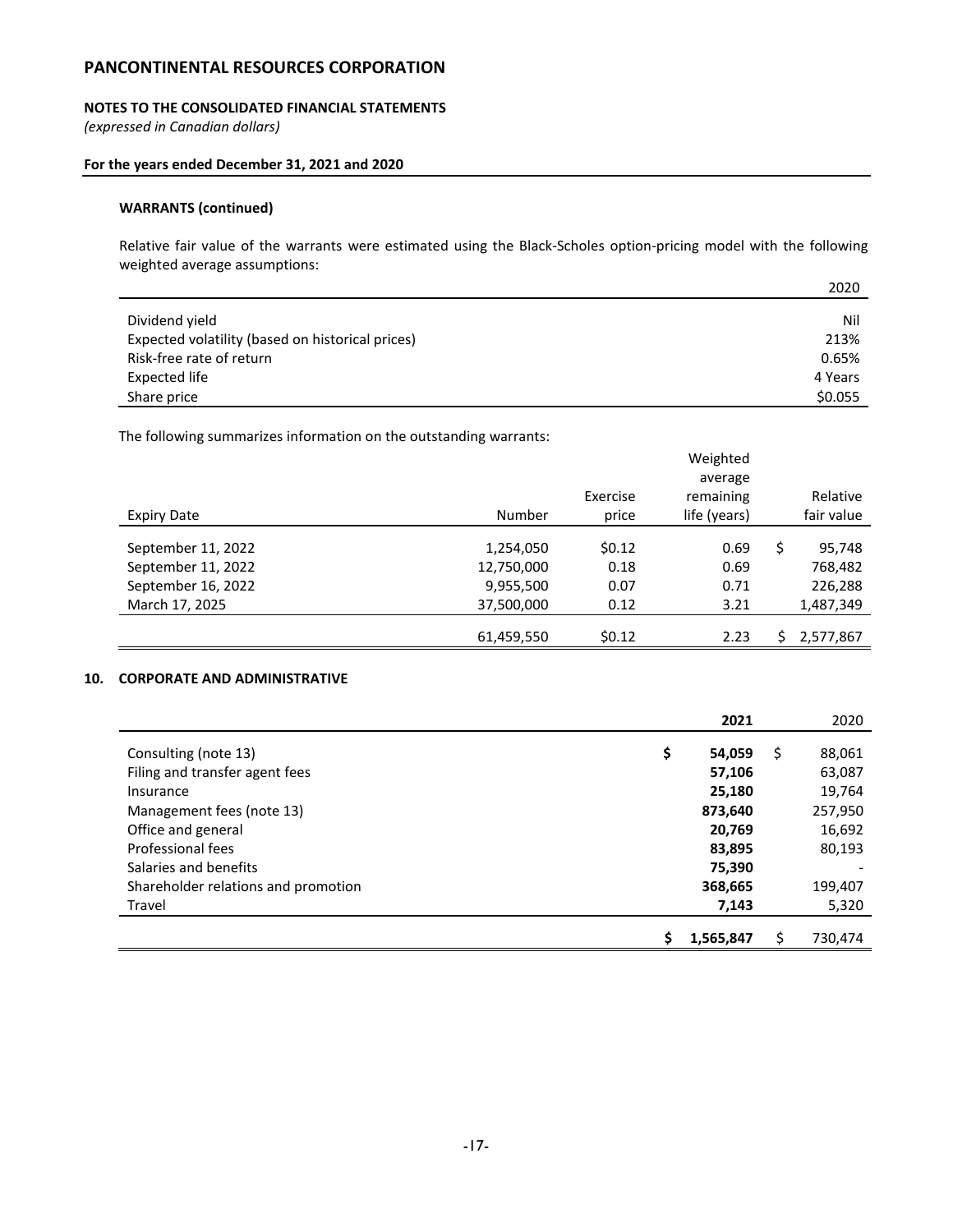# PANCONTINENTAL RESOURCES CORPORATION

**NOTES TO THE CONSOLIDATED FINANCIAL STATEMENTS**
*(expressed in Canadian dollars)*

**For the years ended December 31, 2021 and 2020**

**WARRANTS (continued)**

Relative fair value of the warrants were estimated using the Black-Scholes option-pricing model with the following weighted average assumptions:

| | 2020 |
|---|---|
| Dividend yield | Nil |
| Expected volatility (based on historical prices) | 213% |
| Risk-free rate of return | 0.65% |
| Expected life | 4 Years |
| Share price | $0.055 |

The following summarizes information on the outstanding warrants:

| Expiry Date | Number | Exercise price | Weighted average remaining life (years) | Relative fair value |
|---|---|---|---|---|
| September 11, 2022 | 1,254,050 | $0.12 | 0.69 | $ 95,748 |
| September 11, 2022 | 12,750,000 | 0.18 | 0.69 | 768,482 |
| September 16, 2022 | 9,955,500 | 0.07 | 0.71 | 226,288 |
| March 17, 2025 | 37,500,000 | 0.12 | 3.21 | 1,487,349 |
| | 61,459,550 | $0.12 | 2.23 | $ 2,577,867 |

## 10. CORPORATE AND ADMINISTRATIVE

| | **2021** | 2020 |
|---|---|---|
| Consulting (note 13) | **$ 54,059** | $ 88,061 |
| Filing and transfer agent fees | **57,106** | 63,087 |
| Insurance | **25,180** | 19,764 |
| Management fees (note 13) | **873,640** | 257,950 |
| Office and general | **20,769** | 16,692 |
| Professional fees | **83,895** | 80,193 |
| Salaries and benefits | **75,390** | - |
| Shareholder relations and promotion | **368,665** | 199,407 |
| Travel | **7,143** | 5,320 |
| | **$ 1,565,847** | $ 730,474 |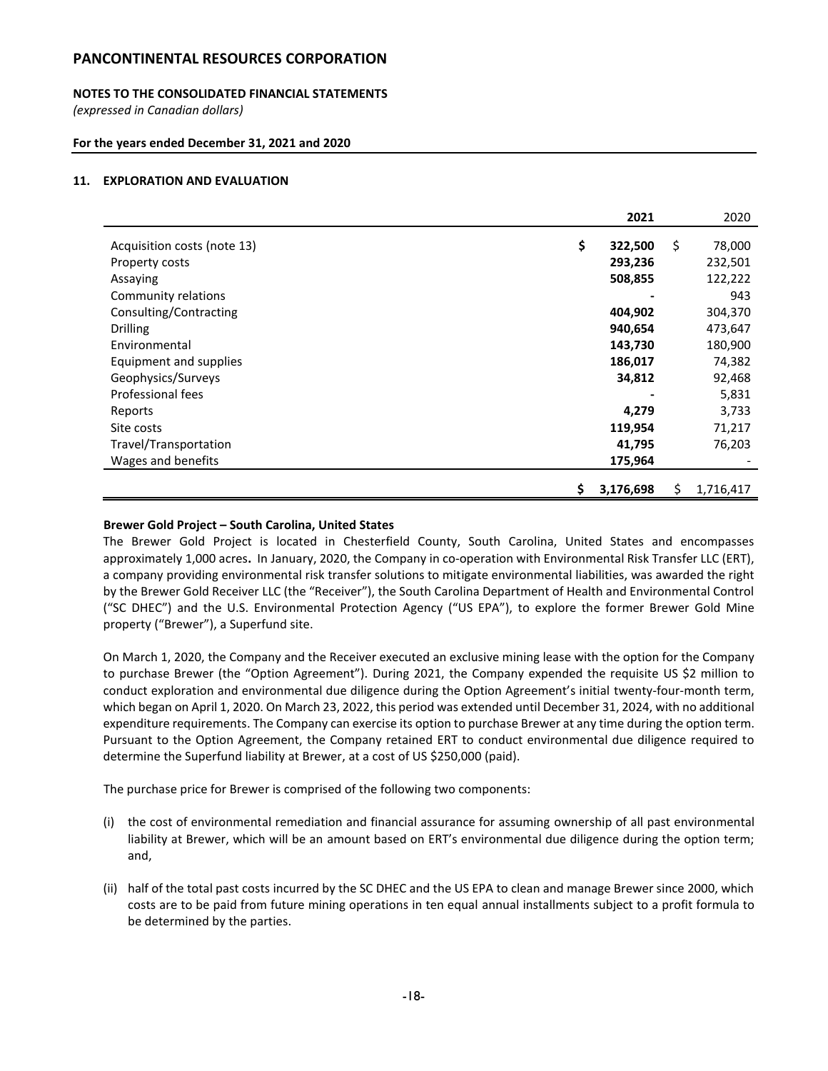## PANCONTINENTAL RESOURCES CORPORATION

**NOTES TO THE CONSOLIDATED FINANCIAL STATEMENTS**
*(expressed in Canadian dollars)*

**For the years ended December 31, 2021 and 2020**

### 11. EXPLORATION AND EVALUATION

| | **2021** | 2020 |
|---|---|---|
| Acquisition costs (note 13) | $ **322,500** | $ 78,000 |
| Property costs | **293,236** | 232,501 |
| Assaying | **508,855** | 122,222 |
| Community relations | **-** | 943 |
| Consulting/Contracting | **404,902** | 304,370 |
| Drilling | **940,654** | 473,647 |
| Environmental | **143,730** | 180,900 |
| Equipment and supplies | **186,017** | 74,382 |
| Geophysics/Surveys | **34,812** | 92,468 |
| Professional fees | **-** | 5,831 |
| Reports | **4,279** | 3,733 |
| Site costs | **119,954** | 71,217 |
| Travel/Transportation | **41,795** | 76,203 |
| Wages and benefits | **175,964** | - |
| | $ **3,176,698** | $ 1,716,417 |

**Brewer Gold Project – South Carolina, United States**

The Brewer Gold Project is located in Chesterfield County, South Carolina, United States and encompasses approximately 1,000 acres. In January, 2020, the Company in co-operation with Environmental Risk Transfer LLC (ERT), a company providing environmental risk transfer solutions to mitigate environmental liabilities, was awarded the right by the Brewer Gold Receiver LLC (the "Receiver"), the South Carolina Department of Health and Environmental Control ("SC DHEC") and the U.S. Environmental Protection Agency ("US EPA"), to explore the former Brewer Gold Mine property ("Brewer"), a Superfund site.

On March 1, 2020, the Company and the Receiver executed an exclusive mining lease with the option for the Company to purchase Brewer (the "Option Agreement"). During 2021, the Company expended the requisite US $2 million to conduct exploration and environmental due diligence during the Option Agreement's initial twenty-four-month term, which began on April 1, 2020. On March 23, 2022, this period was extended until December 31, 2024, with no additional expenditure requirements. The Company can exercise its option to purchase Brewer at any time during the option term. Pursuant to the Option Agreement, the Company retained ERT to conduct environmental due diligence required to determine the Superfund liability at Brewer, at a cost of US $250,000 (paid).

The purchase price for Brewer is comprised of the following two components:

(i) the cost of environmental remediation and financial assurance for assuming ownership of all past environmental liability at Brewer, which will be an amount based on ERT's environmental due diligence during the option term; and,

(ii) half of the total past costs incurred by the SC DHEC and the US EPA to clean and manage Brewer since 2000, which costs are to be paid from future mining operations in ten equal annual installments subject to a profit formula to be determined by the parties.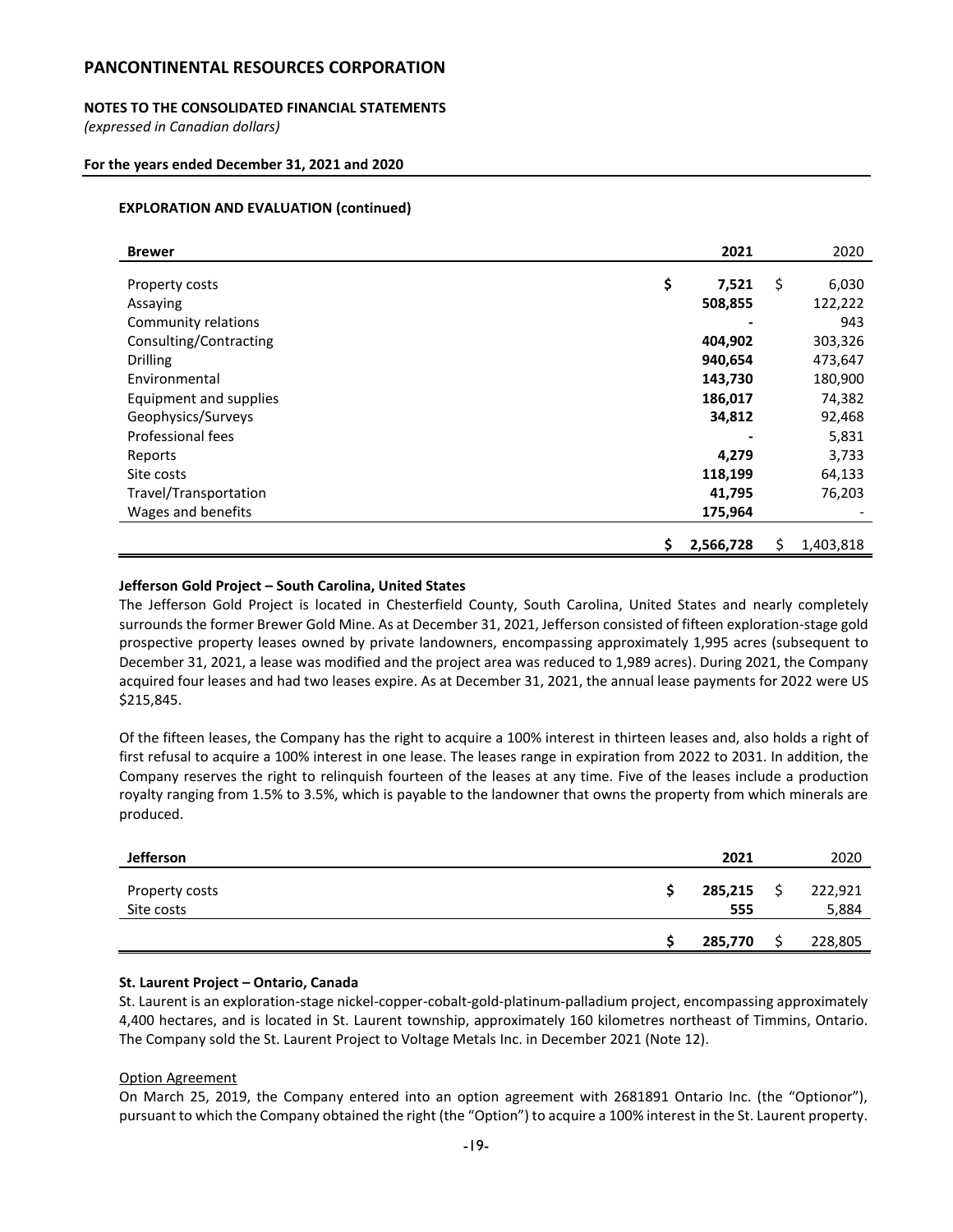# PANCONTINENTAL RESOURCES CORPORATION

**NOTES TO THE CONSOLIDATED FINANCIAL STATEMENTS**
*(expressed in Canadian dollars)*

**For the years ended December 31, 2021 and 2020**

**EXPLORATION AND EVALUATION (continued)**

| Brewer | 2021 | 2020 |
|---|---|---|
| Property costs | **$ 7,521** | $ 6,030 |
| Assaying | **508,855** | 122,222 |
| Community relations | **-** | 943 |
| Consulting/Contracting | **404,902** | 303,326 |
| Drilling | **940,654** | 473,647 |
| Environmental | **143,730** | 180,900 |
| Equipment and supplies | **186,017** | 74,382 |
| Geophysics/Surveys | **34,812** | 92,468 |
| Professional fees | **-** | 5,831 |
| Reports | **4,279** | 3,733 |
| Site costs | **118,199** | 64,133 |
| Travel/Transportation | **41,795** | 76,203 |
| Wages and benefits | **175,964** | - |
| | **$ 2,566,728** | $ 1,403,818 |

**Jefferson Gold Project – South Carolina, United States**

The Jefferson Gold Project is located in Chesterfield County, South Carolina, United States and nearly completely surrounds the former Brewer Gold Mine. As at December 31, 2021, Jefferson consisted of fifteen exploration-stage gold prospective property leases owned by private landowners, encompassing approximately 1,995 acres (subsequent to December 31, 2021, a lease was modified and the project area was reduced to 1,989 acres). During 2021, the Company acquired four leases and had two leases expire. As at December 31, 2021, the annual lease payments for 2022 were US $215,845.

Of the fifteen leases, the Company has the right to acquire a 100% interest in thirteen leases and, also holds a right of first refusal to acquire a 100% interest in one lease. The leases range in expiration from 2022 to 2031. In addition, the Company reserves the right to relinquish fourteen of the leases at any time. Five of the leases include a production royalty ranging from 1.5% to 3.5%, which is payable to the landowner that owns the property from which minerals are produced.

| Jefferson | 2021 | 2020 |
|---|---|---|
| Property costs | **$ 285,215** | $ 222,921 |
| Site costs | **555** | 5,884 |
| | **$ 285,770** | $ 228,805 |

**St. Laurent Project – Ontario, Canada**

St. Laurent is an exploration-stage nickel-copper-cobalt-gold-platinum-palladium project, encompassing approximately 4,400 hectares, and is located in St. Laurent township, approximately 160 kilometres northeast of Timmins, Ontario. The Company sold the St. Laurent Project to Voltage Metals Inc. in December 2021 (Note 12).

Option Agreement

On March 25, 2019, the Company entered into an option agreement with 2681891 Ontario Inc. (the "Optionor"), pursuant to which the Company obtained the right (the "Option") to acquire a 100% interest in the St. Laurent property.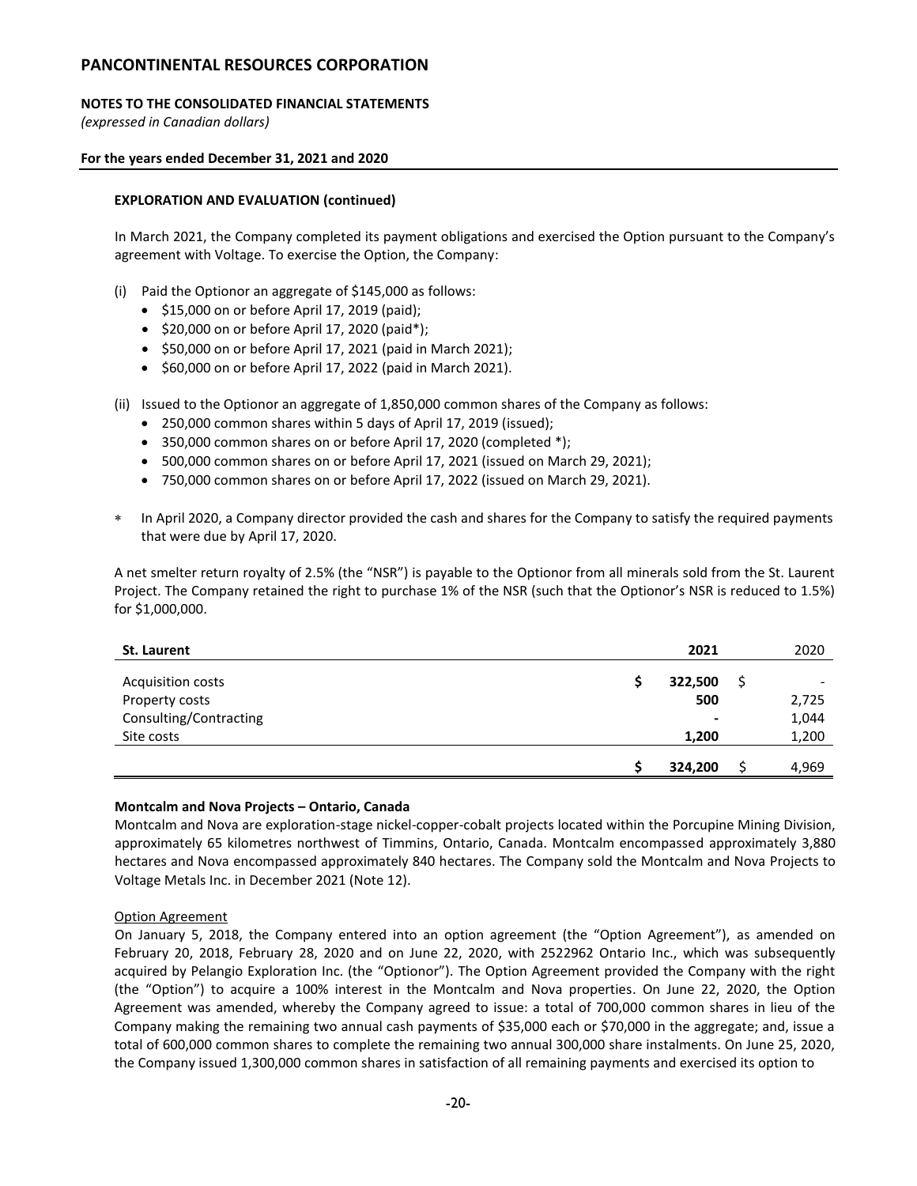**EXPLORATION AND EVALUATION (continued)**

In March 2021, the Company completed its payment obligations and exercised the Option pursuant to the Company's agreement with Voltage. To exercise the Option, the Company:

(i) Paid the Optionor an aggregate of $145,000 as follows:
- $15,000 on or before April 17, 2019 (paid);
- $20,000 on or before April 17, 2020 (paid*);
- $50,000 on or before April 17, 2021 (paid in March 2021);
- $60,000 on or before April 17, 2022 (paid in March 2021).

(ii) Issued to the Optionor an aggregate of 1,850,000 common shares of the Company as follows:
- 250,000 common shares within 5 days of April 17, 2019 (issued);
- 350,000 common shares on or before April 17, 2020 (completed *);
- 500,000 common shares on or before April 17, 2021 (issued on March 29, 2021);
- 750,000 common shares on or before April 17, 2022 (issued on March 29, 2021).

\* In April 2020, a Company director provided the cash and shares for the Company to satisfy the required payments that were due by April 17, 2020.

A net smelter return royalty of 2.5% (the "NSR") is payable to the Optionor from all minerals sold from the St. Laurent Project. The Company retained the right to purchase 1% of the NSR (such that the Optionor's NSR is reduced to 1.5%) for $1,000,000.

| **St. Laurent** | **2021** | 2020 |
|---|---|---|
| Acquisition costs | **$ 322,500** | $ - |
| Property costs | **500** | 2,725 |
| Consulting/Contracting | **-** | 1,044 |
| Site costs | **1,200** | 1,200 |
| | **$ 324,200** | $ 4,969 |

**Montcalm and Nova Projects – Ontario, Canada**

Montcalm and Nova are exploration-stage nickel-copper-cobalt projects located within the Porcupine Mining Division, approximately 65 kilometres northwest of Timmins, Ontario, Canada. Montcalm encompassed approximately 3,880 hectares and Nova encompassed approximately 840 hectares. The Company sold the Montcalm and Nova Projects to Voltage Metals Inc. in December 2021 (Note 12).

Option Agreement

On January 5, 2018, the Company entered into an option agreement (the "Option Agreement"), as amended on February 20, 2018, February 28, 2020 and on June 22, 2020, with 2522962 Ontario Inc., which was subsequently acquired by Pelangio Exploration Inc. (the "Optionor"). The Option Agreement provided the Company with the right (the "Option") to acquire a 100% interest in the Montcalm and Nova properties. On June 22, 2020, the Option Agreement was amended, whereby the Company agreed to issue: a total of 700,000 common shares in lieu of the Company making the remaining two annual cash payments of $35,000 each or $70,000 in the aggregate; and, issue a total of 600,000 common shares to complete the remaining two annual 300,000 share instalments. On June 25, 2020, the Company issued 1,300,000 common shares in satisfaction of all remaining payments and exercised its option to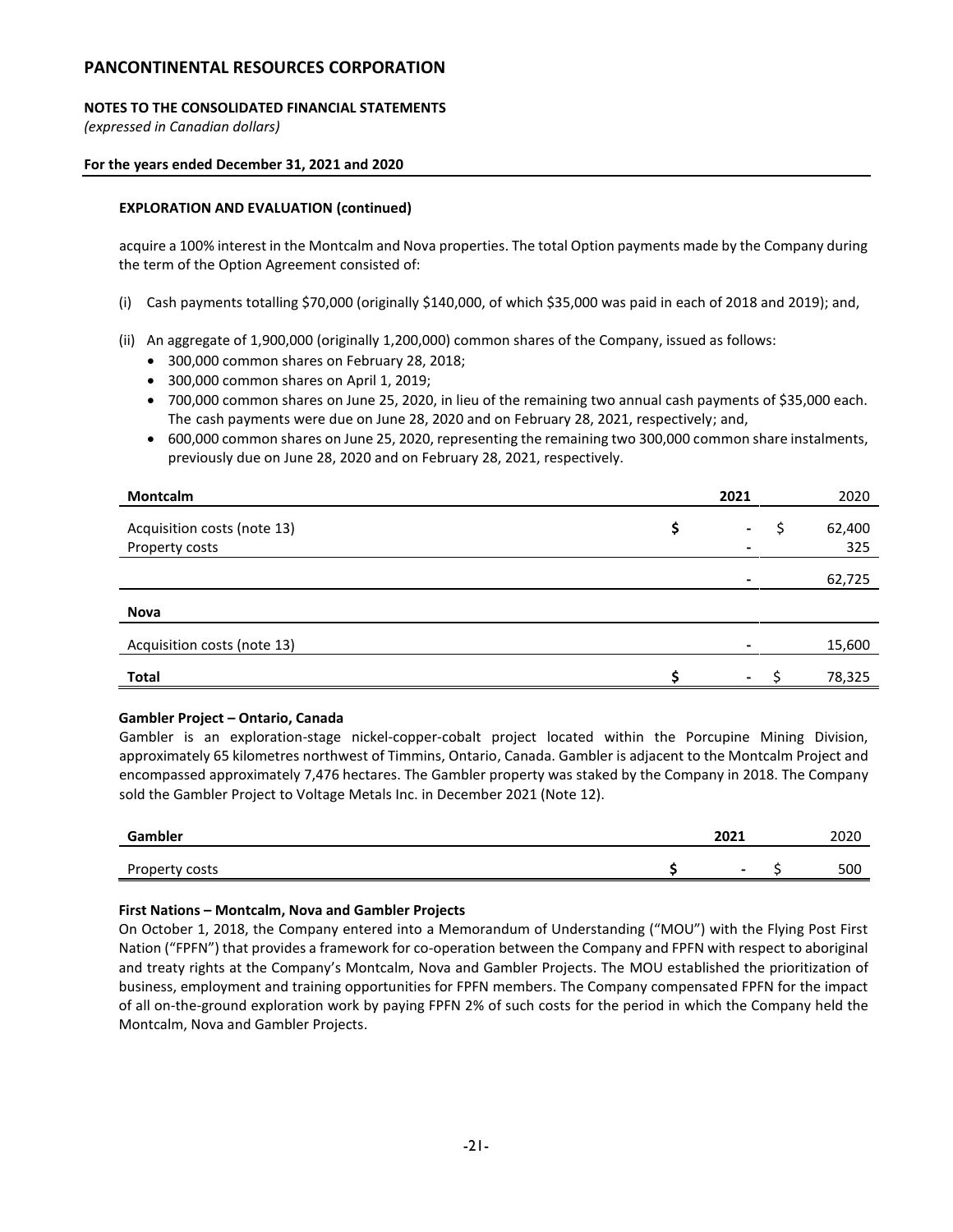**EXPLORATION AND EVALUATION (continued)**

acquire a 100% interest in the Montcalm and Nova properties. The total Option payments made by the Company during the term of the Option Agreement consisted of:

(i) Cash payments totalling $70,000 (originally $140,000, of which $35,000 was paid in each of 2018 and 2019); and,

(ii) An aggregate of 1,900,000 (originally 1,200,000) common shares of the Company, issued as follows:
- 300,000 common shares on February 28, 2018;
- 300,000 common shares on April 1, 2019;
- 700,000 common shares on June 25, 2020, in lieu of the remaining two annual cash payments of $35,000 each. The cash payments were due on June 28, 2020 and on February 28, 2021, respectively; and,
- 600,000 common shares on June 25, 2020, representing the remaining two 300,000 common share instalments, previously due on June 28, 2020 and on February 28, 2021, respectively.

| **Montcalm** | **2021** | 2020 |
|---|---|---|
| Acquisition costs (note 13) | $ - | $ 62,400 |
| Property costs | - | 325 |
| | - | 62,725 |
| **Nova** | | |
| Acquisition costs (note 13) | - | 15,600 |
| **Total** | $ - | $ 78,325 |

**Gambler Project – Ontario, Canada**

Gambler is an exploration-stage nickel-copper-cobalt project located within the Porcupine Mining Division, approximately 65 kilometres northwest of Timmins, Ontario, Canada. Gambler is adjacent to the Montcalm Project and encompassed approximately 7,476 hectares. The Gambler property was staked by the Company in 2018. The Company sold the Gambler Project to Voltage Metals Inc. in December 2021 (Note 12).

| **Gambler** | **2021** | 2020 |
|---|---|---|
| Property costs | $ - | $ 500 |

**First Nations – Montcalm, Nova and Gambler Projects**

On October 1, 2018, the Company entered into a Memorandum of Understanding ("MOU") with the Flying Post First Nation ("FPFN") that provides a framework for co-operation between the Company and FPFN with respect to aboriginal and treaty rights at the Company's Montcalm, Nova and Gambler Projects. The MOU established the prioritization of business, employment and training opportunities for FPFN members. The Company compensated FPFN for the impact of all on-the-ground exploration work by paying FPFN 2% of such costs for the period in which the Company held the Montcalm, Nova and Gambler Projects.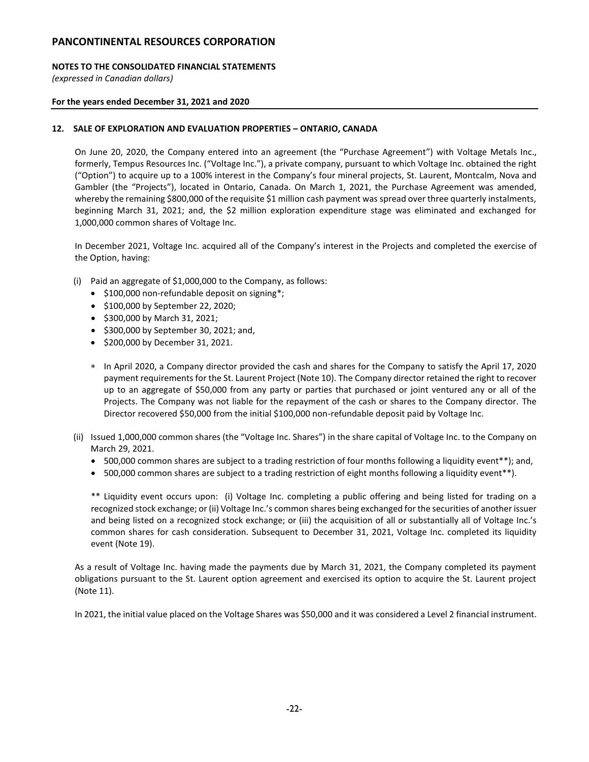## 12. SALE OF EXPLORATION AND EVALUATION PROPERTIES – ONTARIO, CANADA

On June 20, 2020, the Company entered into an agreement (the "Purchase Agreement") with Voltage Metals Inc., formerly, Tempus Resources Inc. ("Voltage Inc."), a private company, pursuant to which Voltage Inc. obtained the right ("Option") to acquire up to a 100% interest in the Company's four mineral projects, St. Laurent, Montcalm, Nova and Gambler (the "Projects"), located in Ontario, Canada. On March 1, 2021, the Purchase Agreement was amended, whereby the remaining $800,000 of the requisite $1 million cash payment was spread over three quarterly instalments, beginning March 31, 2021; and, the $2 million exploration expenditure stage was eliminated and exchanged for 1,000,000 common shares of Voltage Inc.

In December 2021, Voltage Inc. acquired all of the Company's interest in the Projects and completed the exercise of the Option, having:

(i) Paid an aggregate of $1,000,000 to the Company, as follows:
   - $100,000 non-refundable deposit on signing*;
   - $100,000 by September 22, 2020;
   - $300,000 by March 31, 2021;
   - $300,000 by September 30, 2021; and,
   - $200,000 by December 31, 2021.

   * In April 2020, a Company director provided the cash and shares for the Company to satisfy the April 17, 2020 payment requirements for the St. Laurent Project (Note 10). The Company director retained the right to recover up to an aggregate of $50,000 from any party or parties that purchased or joint ventured any or all of the Projects. The Company was not liable for the repayment of the cash or shares to the Company director. The Director recovered $50,000 from the initial $100,000 non-refundable deposit paid by Voltage Inc.

(ii) Issued 1,000,000 common shares (the "Voltage Inc. Shares") in the share capital of Voltage Inc. to the Company on March 29, 2021.
   - 500,000 common shares are subject to a trading restriction of four months following a liquidity event**); and,
   - 500,000 common shares are subject to a trading restriction of eight months following a liquidity event**).

   ** Liquidity event occurs upon: (i) Voltage Inc. completing a public offering and being listed for trading on a recognized stock exchange; or (ii) Voltage Inc.'s common shares being exchanged for the securities of another issuer and being listed on a recognized stock exchange; or (iii) the acquisition of all or substantially all of Voltage Inc.'s common shares for cash consideration. Subsequent to December 31, 2021, Voltage Inc. completed its liquidity event (Note 19).

As a result of Voltage Inc. having made the payments due by March 31, 2021, the Company completed its payment obligations pursuant to the St. Laurent option agreement and exercised its option to acquire the St. Laurent project (Note 11).

In 2021, the initial value placed on the Voltage Shares was $50,000 and it was considered a Level 2 financial instrument.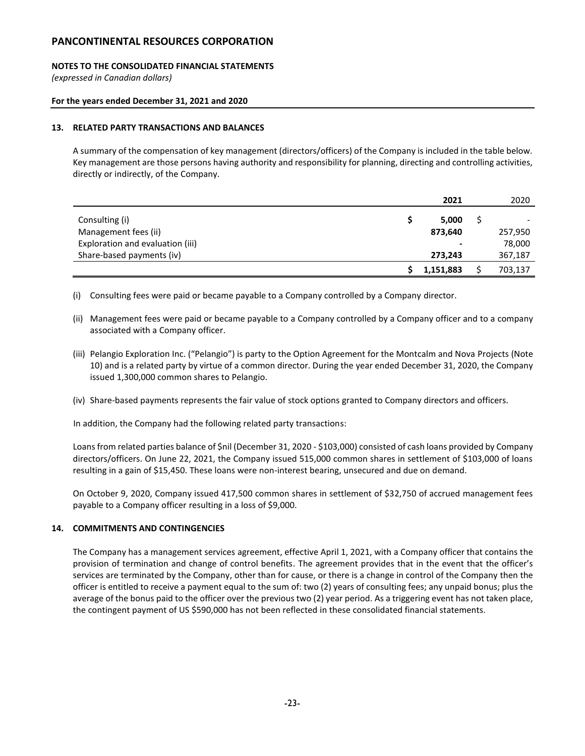# PANCONTINENTAL RESOURCES CORPORATION

**NOTES TO THE CONSOLIDATED FINANCIAL STATEMENTS**
*(expressed in Canadian dollars)*

**For the years ended December 31, 2021 and 2020**

## 13. RELATED PARTY TRANSACTIONS AND BALANCES

A summary of the compensation of key management (directors/officers) of the Company is included in the table below. Key management are those persons having authority and responsibility for planning, directing and controlling activities, directly or indirectly, of the Company.

| | 2021 | 2020 |
|---|---|---|
| Consulting (i) | $ 5,000 | $ - |
| Management fees (ii) | 873,640 | 257,950 |
| Exploration and evaluation (iii) | - | 78,000 |
| Share-based payments (iv) | 273,243 | 367,187 |
| | $ 1,151,883 | $ 703,137 |

(i) Consulting fees were paid or became payable to a Company controlled by a Company director.

(ii) Management fees were paid or became payable to a Company controlled by a Company officer and to a company associated with a Company officer.

(iii) Pelangio Exploration Inc. ("Pelangio") is party to the Option Agreement for the Montcalm and Nova Projects (Note 10) and is a related party by virtue of a common director. During the year ended December 31, 2020, the Company issued 1,300,000 common shares to Pelangio.

(iv) Share-based payments represents the fair value of stock options granted to Company directors and officers.

In addition, the Company had the following related party transactions:

Loans from related parties balance of $nil (December 31, 2020 - $103,000) consisted of cash loans provided by Company directors/officers. On June 22, 2021, the Company issued 515,000 common shares in settlement of $103,000 of loans resulting in a gain of $15,450. These loans were non-interest bearing, unsecured and due on demand.

On October 9, 2020, Company issued 417,500 common shares in settlement of $32,750 of accrued management fees payable to a Company officer resulting in a loss of $9,000.

## 14. COMMITMENTS AND CONTINGENCIES

The Company has a management services agreement, effective April 1, 2021, with a Company officer that contains the provision of termination and change of control benefits. The agreement provides that in the event that the officer's services are terminated by the Company, other than for cause, or there is a change in control of the Company then the officer is entitled to receive a payment equal to the sum of: two (2) years of consulting fees; any unpaid bonus; plus the average of the bonus paid to the officer over the previous two (2) year period. As a triggering event has not taken place, the contingent payment of US $590,000 has not been reflected in these consolidated financial statements.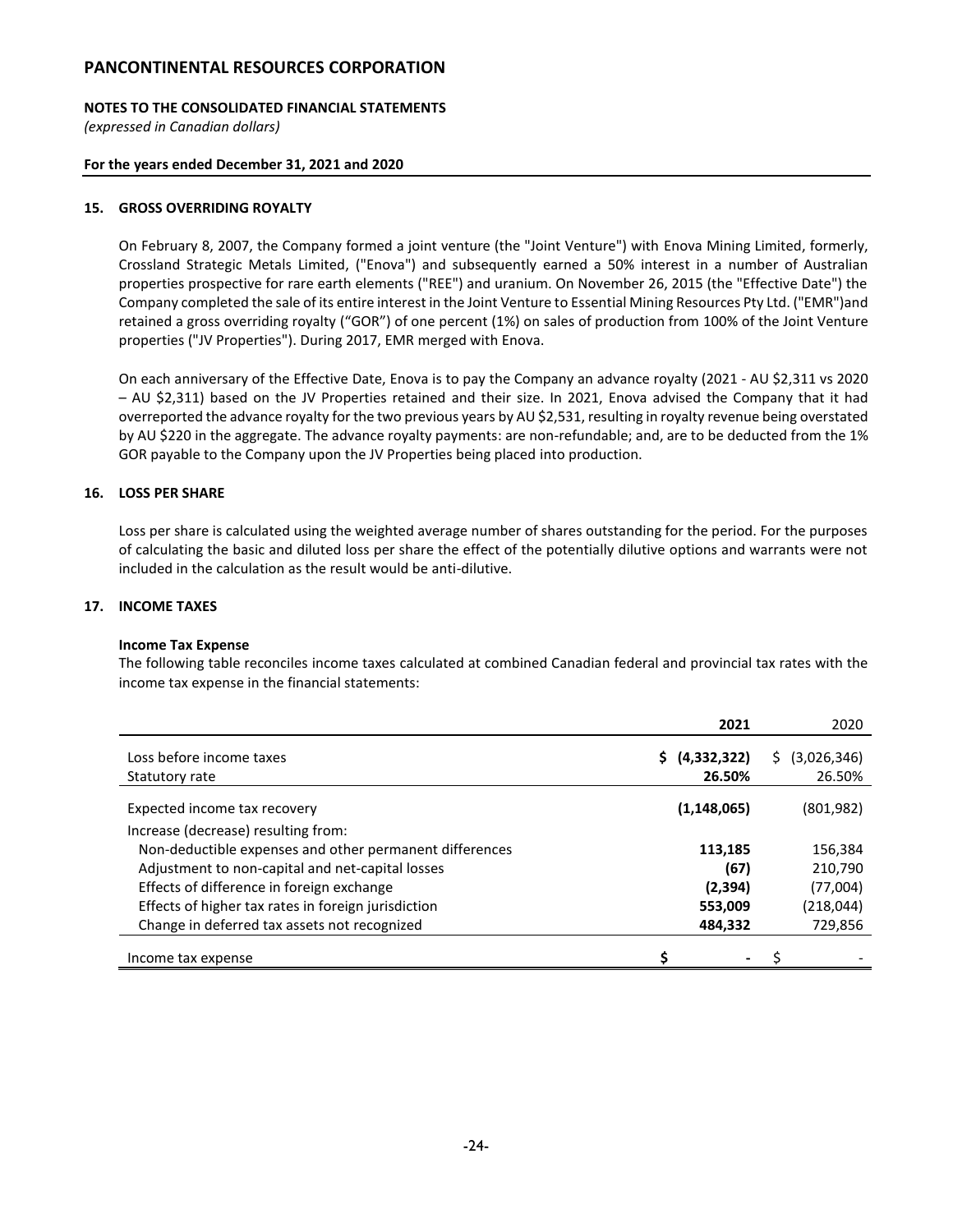# PANCONTINENTAL RESOURCES CORPORATION

**NOTES TO THE CONSOLIDATED FINANCIAL STATEMENTS**
*(expressed in Canadian dollars)*

**For the years ended December 31, 2021 and 2020**

## 15. GROSS OVERRIDING ROYALTY

On February 8, 2007, the Company formed a joint venture (the "Joint Venture") with Enova Mining Limited, formerly, Crossland Strategic Metals Limited, ("Enova") and subsequently earned a 50% interest in a number of Australian properties prospective for rare earth elements ("REE") and uranium. On November 26, 2015 (the "Effective Date") the Company completed the sale of its entire interest in the Joint Venture to Essential Mining Resources Pty Ltd. ("EMR")and retained a gross overriding royalty ("GOR") of one percent (1%) on sales of production from 100% of the Joint Venture properties ("JV Properties"). During 2017, EMR merged with Enova.

On each anniversary of the Effective Date, Enova is to pay the Company an advance royalty (2021 - AU $2,311 vs 2020 – AU $2,311) based on the JV Properties retained and their size. In 2021, Enova advised the Company that it had overreported the advance royalty for the two previous years by AU $2,531, resulting in royalty revenue being overstated by AU $220 in the aggregate. The advance royalty payments: are non-refundable; and, are to be deducted from the 1% GOR payable to the Company upon the JV Properties being placed into production.

## 16. LOSS PER SHARE

Loss per share is calculated using the weighted average number of shares outstanding for the period. For the purposes of calculating the basic and diluted loss per share the effect of the potentially dilutive options and warrants were not included in the calculation as the result would be anti-dilutive.

## 17. INCOME TAXES

**Income Tax Expense**

The following table reconciles income taxes calculated at combined Canadian federal and provincial tax rates with the income tax expense in the financial statements:

| | **2021** | 2020 |
|---|---|---|
| Loss before income taxes | **$ (4,332,322)** | $ (3,026,346) |
| Statutory rate | **26.50%** | 26.50% |
| Expected income tax recovery | **(1,148,065)** | (801,982) |
| Increase (decrease) resulting from: | | |
| Non-deductible expenses and other permanent differences | **113,185** | 156,384 |
| Adjustment to non-capital and net-capital losses | **(67)** | 210,790 |
| Effects of difference in foreign exchange | **(2,394)** | (77,004) |
| Effects of higher tax rates in foreign jurisdiction | **553,009** | (218,044) |
| Change in deferred tax assets not recognized | **484,332** | 729,856 |
| Income tax expense | **$ -** | $ - |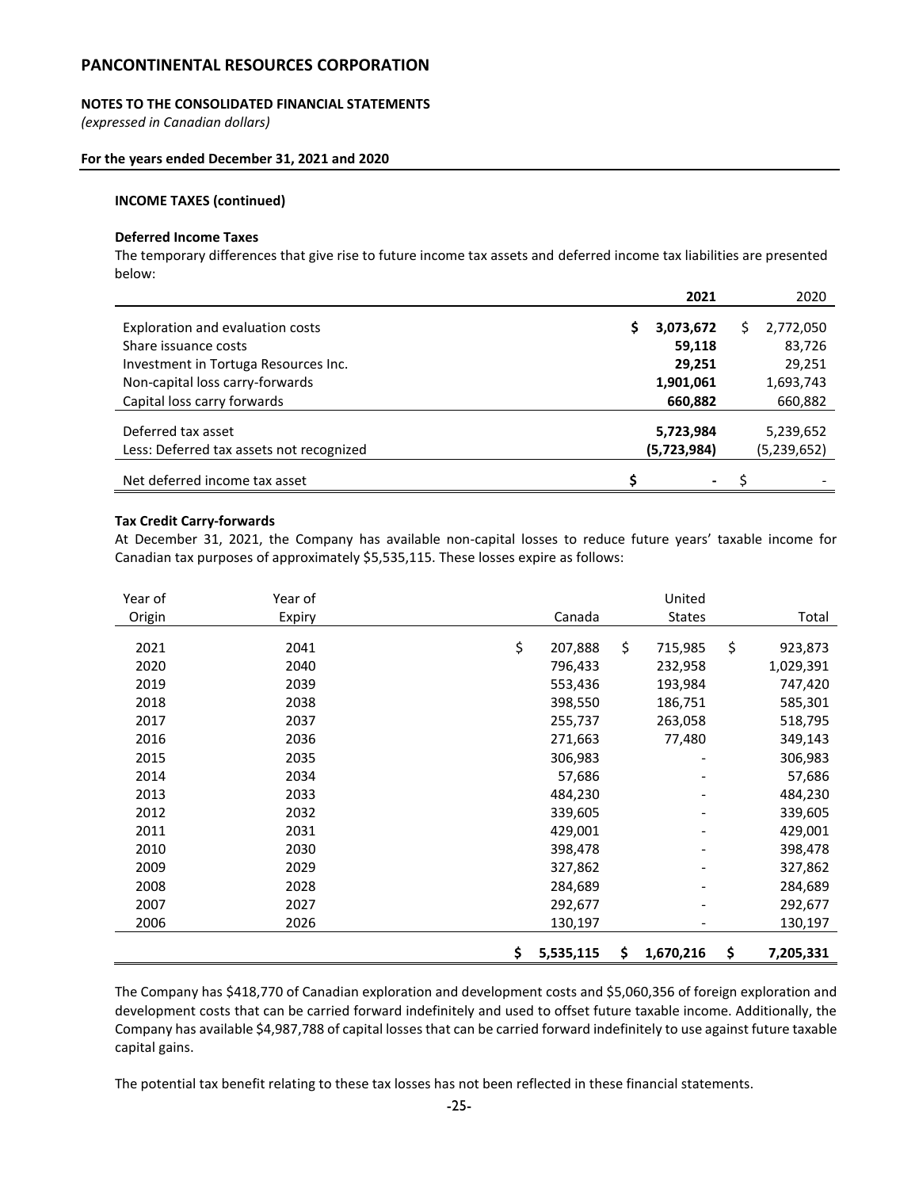# PANCONTINENTAL RESOURCES CORPORATION

**NOTES TO THE CONSOLIDATED FINANCIAL STATEMENTS**
*(expressed in Canadian dollars)*

**For the years ended December 31, 2021 and 2020**

**INCOME TAXES (continued)**

**Deferred Income Taxes**

The temporary differences that give rise to future income tax assets and deferred income tax liabilities are presented below:

| | **2021** | 2020 |
|---|---|---|
| Exploration and evaluation costs | **$ 3,073,672** | $ 2,772,050 |
| Share issuance costs | **59,118** | 83,726 |
| Investment in Tortuga Resources Inc. | **29,251** | 29,251 |
| Non-capital loss carry-forwards | **1,901,061** | 1,693,743 |
| Capital loss carry forwards | **660,882** | 660,882 |
| Deferred tax asset | **5,723,984** | 5,239,652 |
| Less: Deferred tax assets not recognized | **(5,723,984)** | (5,239,652) |
| Net deferred income tax asset | **$ -** | $ - |

**Tax Credit Carry-forwards**

At December 31, 2021, the Company has available non-capital losses to reduce future years' taxable income for Canadian tax purposes of approximately $5,535,115. These losses expire as follows:

| Year of Origin | Year of Expiry | Canada | United States | Total |
|---|---|---|---|---|
| 2021 | 2041 | $ 207,888 | $ 715,985 | $ 923,873 |
| 2020 | 2040 | 796,433 | 232,958 | 1,029,391 |
| 2019 | 2039 | 553,436 | 193,984 | 747,420 |
| 2018 | 2038 | 398,550 | 186,751 | 585,301 |
| 2017 | 2037 | 255,737 | 263,058 | 518,795 |
| 2016 | 2036 | 271,663 | 77,480 | 349,143 |
| 2015 | 2035 | 306,983 | - | 306,983 |
| 2014 | 2034 | 57,686 | - | 57,686 |
| 2013 | 2033 | 484,230 | - | 484,230 |
| 2012 | 2032 | 339,605 | - | 339,605 |
| 2011 | 2031 | 429,001 | - | 429,001 |
| 2010 | 2030 | 398,478 | - | 398,478 |
| 2009 | 2029 | 327,862 | - | 327,862 |
| 2008 | 2028 | 284,689 | - | 284,689 |
| 2007 | 2027 | 292,677 | - | 292,677 |
| 2006 | 2026 | 130,197 | - | 130,197 |
| | | **$ 5,535,115** | **$ 1,670,216** | **$ 7,205,331** |

The Company has $418,770 of Canadian exploration and development costs and $5,060,356 of foreign exploration and development costs that can be carried forward indefinitely and used to offset future taxable income. Additionally, the Company has available $4,987,788 of capital losses that can be carried forward indefinitely to use against future taxable capital gains.

The potential tax benefit relating to these tax losses has not been reflected in these financial statements.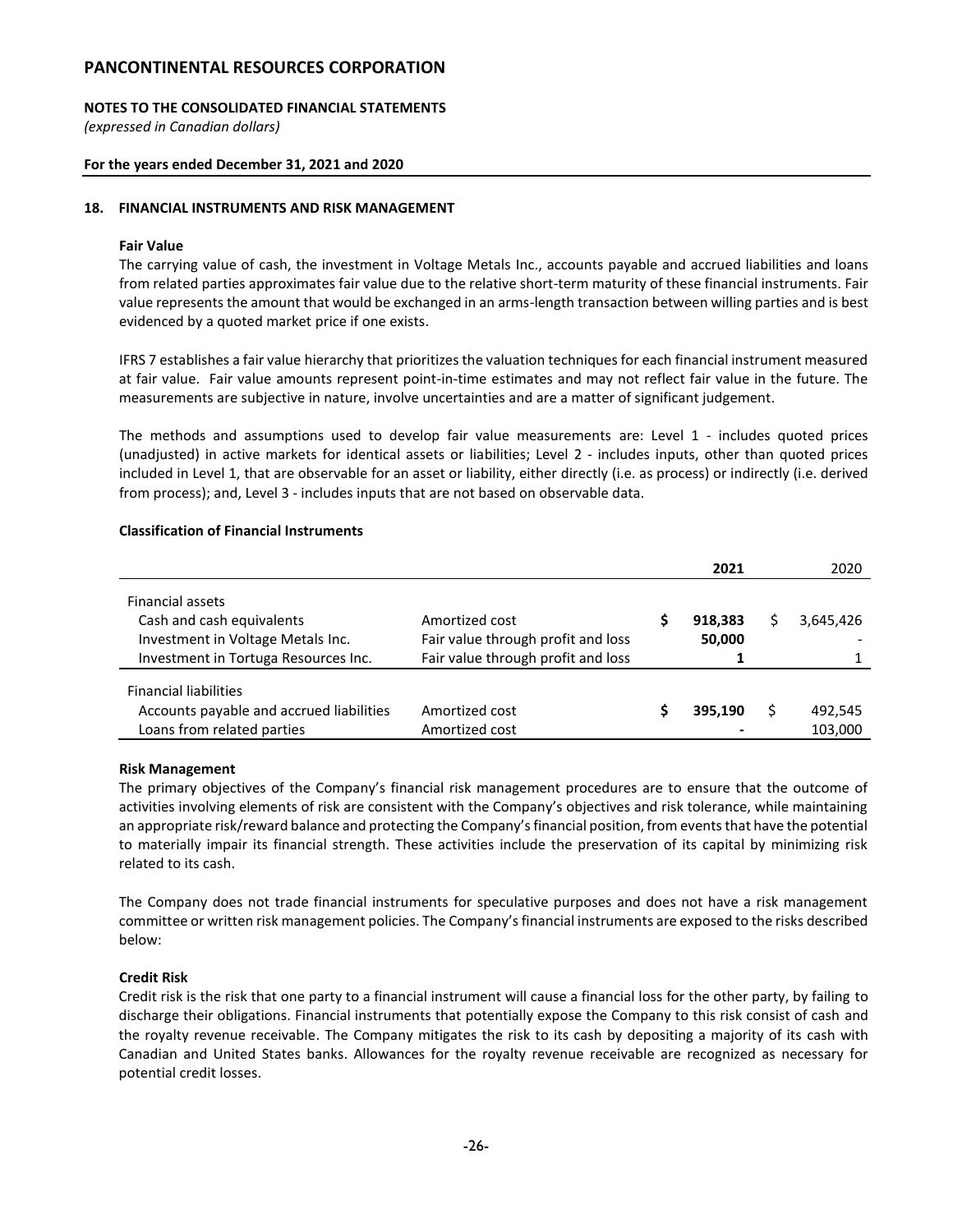# PANCONTINENTAL RESOURCES CORPORATION

**NOTES TO THE CONSOLIDATED FINANCIAL STATEMENTS**
*(expressed in Canadian dollars)*

**For the years ended December 31, 2021 and 2020**

## 18. FINANCIAL INSTRUMENTS AND RISK MANAGEMENT

**Fair Value**

The carrying value of cash, the investment in Voltage Metals Inc., accounts payable and accrued liabilities and loans from related parties approximates fair value due to the relative short-term maturity of these financial instruments. Fair value represents the amount that would be exchanged in an arms-length transaction between willing parties and is best evidenced by a quoted market price if one exists.

IFRS 7 establishes a fair value hierarchy that prioritizes the valuation techniques for each financial instrument measured at fair value. Fair value amounts represent point-in-time estimates and may not reflect fair value in the future. The measurements are subjective in nature, involve uncertainties and are a matter of significant judgement.

The methods and assumptions used to develop fair value measurements are: Level 1 - includes quoted prices (unadjusted) in active markets for identical assets or liabilities; Level 2 - includes inputs, other than quoted prices included in Level 1, that are observable for an asset or liability, either directly (i.e. as process) or indirectly (i.e. derived from process); and, Level 3 - includes inputs that are not based on observable data.

**Classification of Financial Instruments**

| | | **2021** | 2020 |
|---|---|---|---|
| Financial assets | | | |
| Cash and cash equivalents | Amortized cost | **$ 918,383** | $ 3,645,426 |
| Investment in Voltage Metals Inc. | Fair value through profit and loss | **50,000** | - |
| Investment in Tortuga Resources Inc. | Fair value through profit and loss | **1** | 1 |
| Financial liabilities | | | |
| Accounts payable and accrued liabilities | Amortized cost | **$ 395,190** | $ 492,545 |
| Loans from related parties | Amortized cost | **-** | 103,000 |

**Risk Management**

The primary objectives of the Company's financial risk management procedures are to ensure that the outcome of activities involving elements of risk are consistent with the Company's objectives and risk tolerance, while maintaining an appropriate risk/reward balance and protecting the Company's financial position, from events that have the potential to materially impair its financial strength. These activities include the preservation of its capital by minimizing risk related to its cash.

The Company does not trade financial instruments for speculative purposes and does not have a risk management committee or written risk management policies. The Company's financial instruments are exposed to the risks described below:

**Credit Risk**

Credit risk is the risk that one party to a financial instrument will cause a financial loss for the other party, by failing to discharge their obligations. Financial instruments that potentially expose the Company to this risk consist of cash and the royalty revenue receivable. The Company mitigates the risk to its cash by depositing a majority of its cash with Canadian and United States banks. Allowances for the royalty revenue receivable are recognized as necessary for potential credit losses.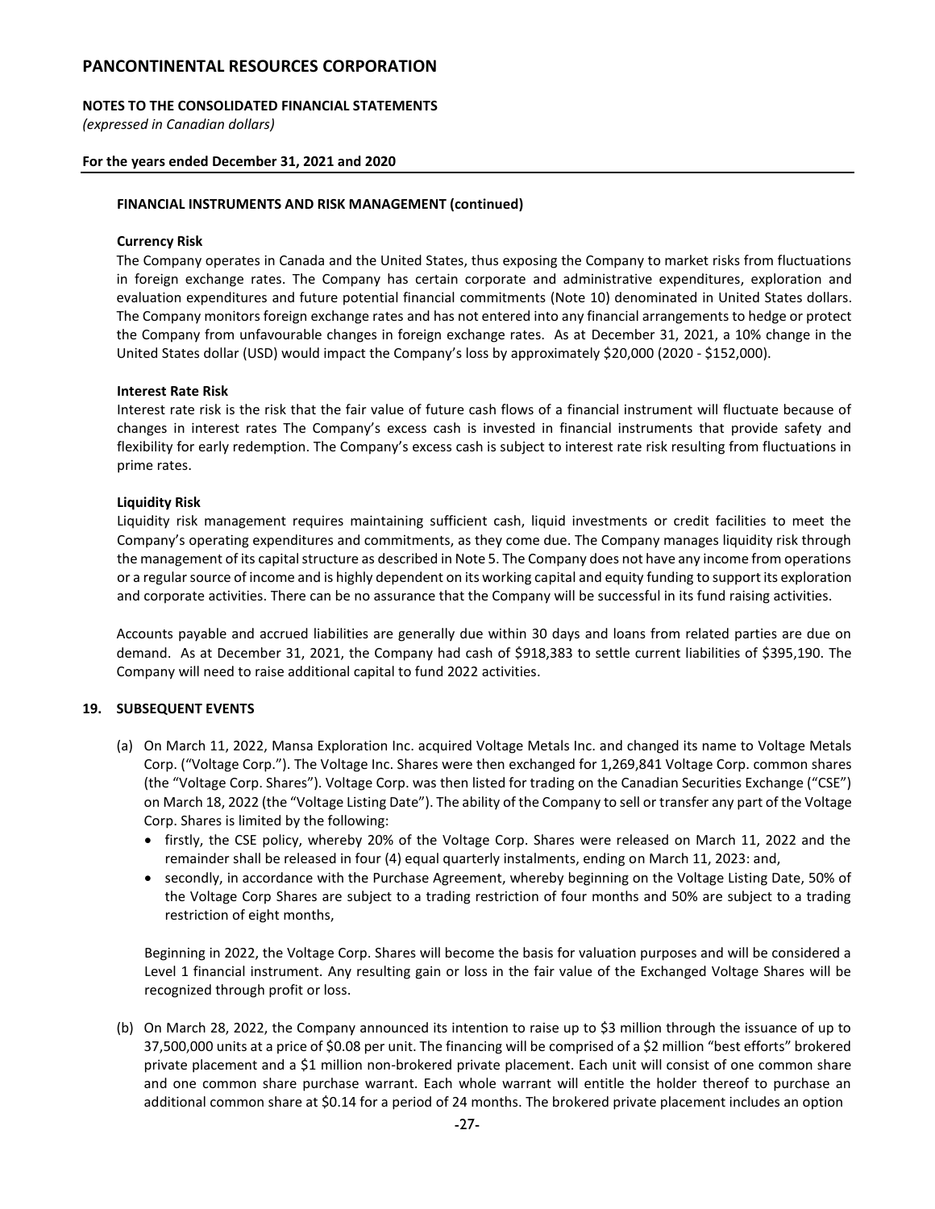**FINANCIAL INSTRUMENTS AND RISK MANAGEMENT (continued)**

**Currency Risk**

The Company operates in Canada and the United States, thus exposing the Company to market risks from fluctuations in foreign exchange rates. The Company has certain corporate and administrative expenditures, exploration and evaluation expenditures and future potential financial commitments (Note 10) denominated in United States dollars. The Company monitors foreign exchange rates and has not entered into any financial arrangements to hedge or protect the Company from unfavourable changes in foreign exchange rates. As at December 31, 2021, a 10% change in the United States dollar (USD) would impact the Company's loss by approximately $20,000 (2020 - $152,000).

**Interest Rate Risk**

Interest rate risk is the risk that the fair value of future cash flows of a financial instrument will fluctuate because of changes in interest rates The Company's excess cash is invested in financial instruments that provide safety and flexibility for early redemption. The Company's excess cash is subject to interest rate risk resulting from fluctuations in prime rates.

**Liquidity Risk**

Liquidity risk management requires maintaining sufficient cash, liquid investments or credit facilities to meet the Company's operating expenditures and commitments, as they come due. The Company manages liquidity risk through the management of its capital structure as described in Note 5. The Company does not have any income from operations or a regular source of income and is highly dependent on its working capital and equity funding to support its exploration and corporate activities. There can be no assurance that the Company will be successful in its fund raising activities.

Accounts payable and accrued liabilities are generally due within 30 days and loans from related parties are due on demand. As at December 31, 2021, the Company had cash of $918,383 to settle current liabilities of $395,190. The Company will need to raise additional capital to fund 2022 activities.

## 19. SUBSEQUENT EVENTS

(a) On March 11, 2022, Mansa Exploration Inc. acquired Voltage Metals Inc. and changed its name to Voltage Metals Corp. ("Voltage Corp."). The Voltage Inc. Shares were then exchanged for 1,269,841 Voltage Corp. common shares (the "Voltage Corp. Shares"). Voltage Corp. was then listed for trading on the Canadian Securities Exchange ("CSE") on March 18, 2022 (the "Voltage Listing Date"). The ability of the Company to sell or transfer any part of the Voltage Corp. Shares is limited by the following:

- firstly, the CSE policy, whereby 20% of the Voltage Corp. Shares were released on March 11, 2022 and the remainder shall be released in four (4) equal quarterly instalments, ending on March 11, 2023: and,
- secondly, in accordance with the Purchase Agreement, whereby beginning on the Voltage Listing Date, 50% of the Voltage Corp Shares are subject to a trading restriction of four months and 50% are subject to a trading restriction of eight months,

Beginning in 2022, the Voltage Corp. Shares will become the basis for valuation purposes and will be considered a Level 1 financial instrument. Any resulting gain or loss in the fair value of the Exchanged Voltage Shares will be recognized through profit or loss.

(b) On March 28, 2022, the Company announced its intention to raise up to $3 million through the issuance of up to 37,500,000 units at a price of $0.08 per unit. The financing will be comprised of a $2 million "best efforts" brokered private placement and a $1 million non-brokered private placement. Each unit will consist of one common share and one common share purchase warrant. Each whole warrant will entitle the holder thereof to purchase an additional common share at $0.14 for a period of 24 months. The brokered private placement includes an option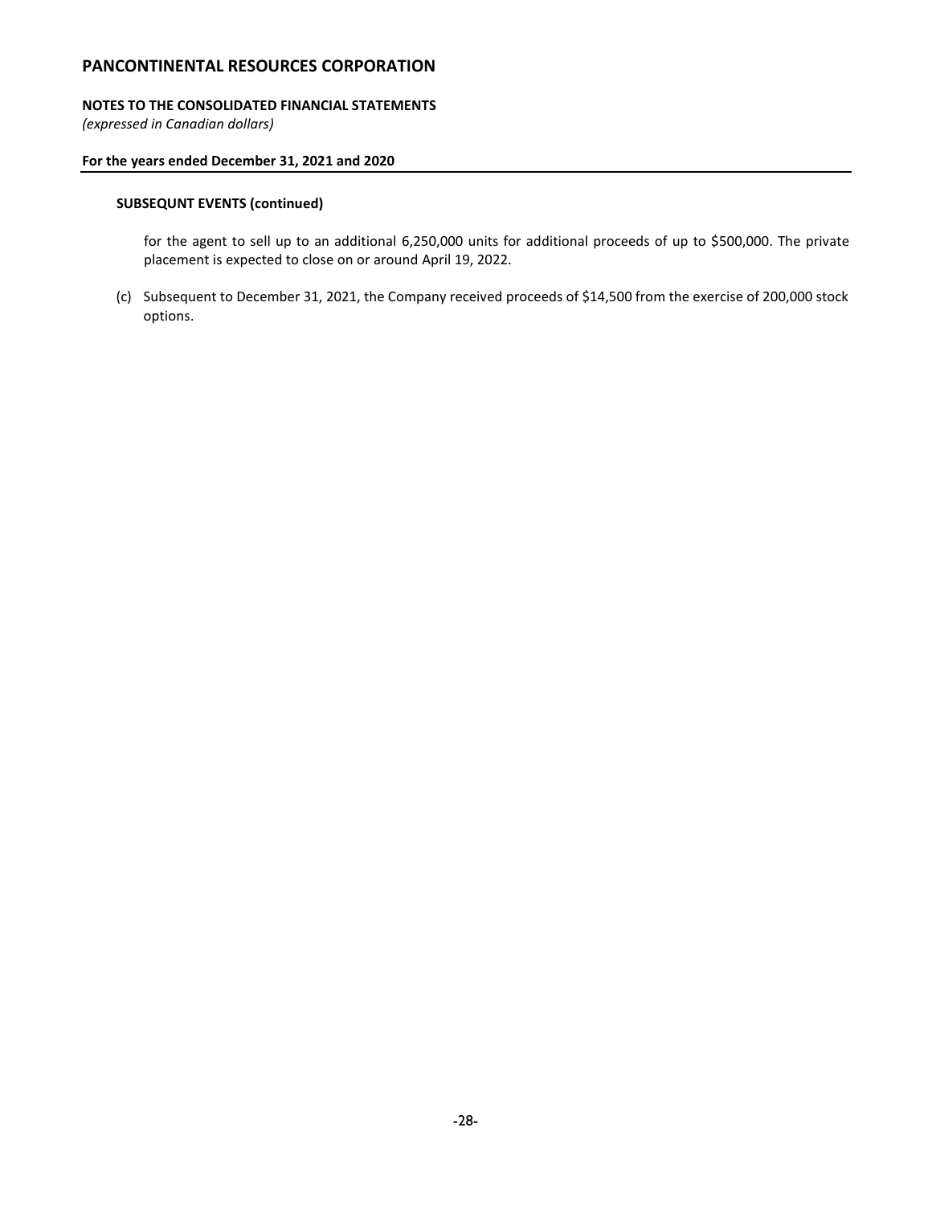**SUBSEQUNT EVENTS (continued)**

for the agent to sell up to an additional 6,250,000 units for additional proceeds of up to $500,000. The private placement is expected to close on or around April 19, 2022.

(c) Subsequent to December 31, 2021, the Company received proceeds of $14,500 from the exercise of 200,000 stock options.